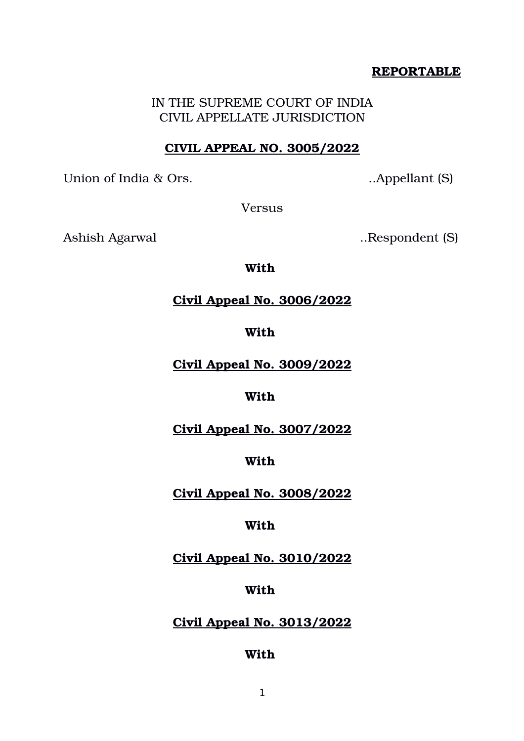**REPORTABLE**

IN THE SUPREME COURT OF INDIA
CIVIL APPELLATE JURISDICTION

**CIVIL APPEAL NO. 3005/2022**

Union of India & Ors. ..Appellant (S)

Versus

Ashish Agarwal ..Respondent (S)

**With**

**Civil Appeal No. 3006/2022**

**With**

**Civil Appeal No. 3009/2022**

**With**

**Civil Appeal No. 3007/2022**

**With**

**Civil Appeal No. 3008/2022**

**With**

**Civil Appeal No. 3010/2022**

**With**

**Civil Appeal No. 3013/2022**

**With**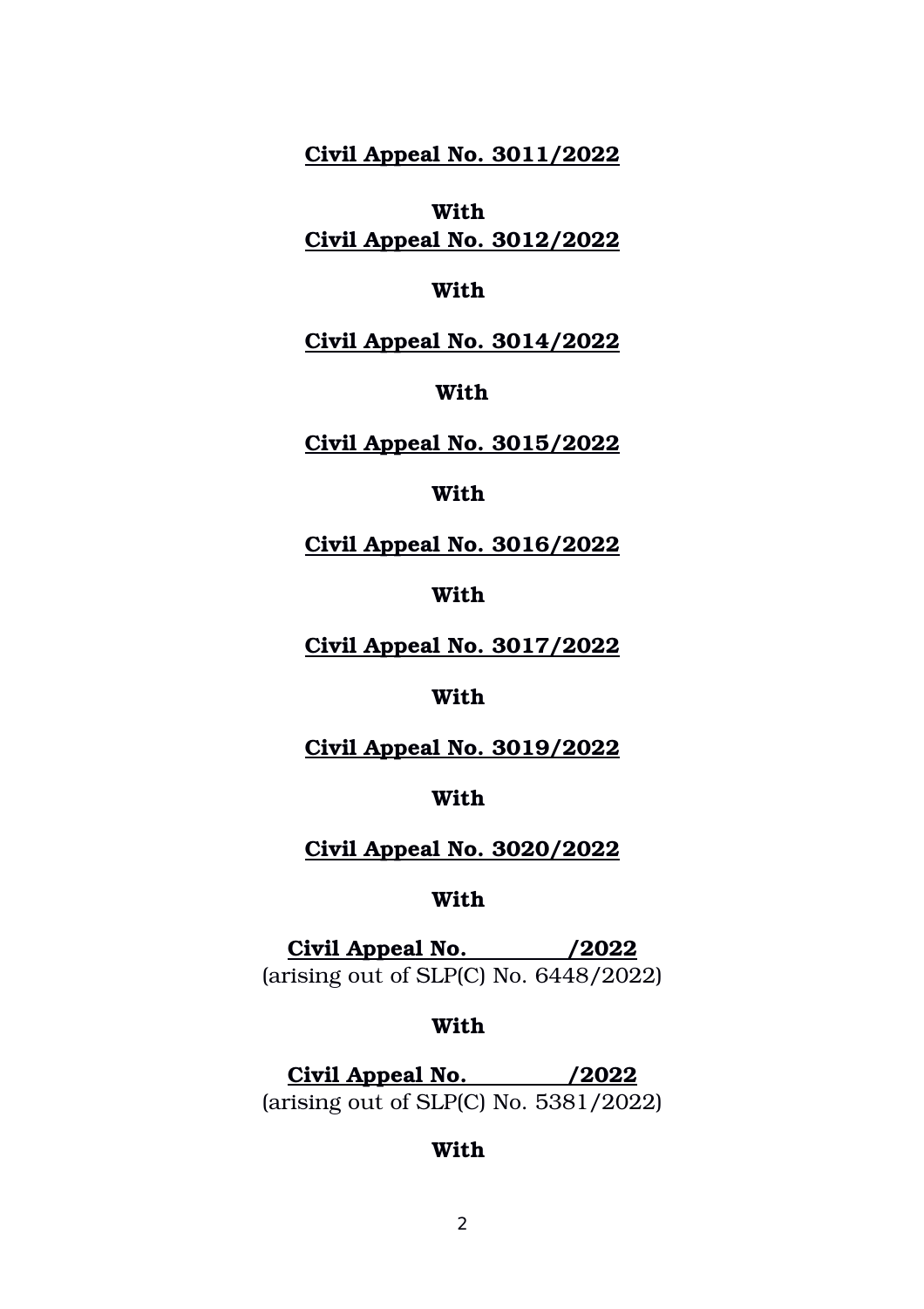**Civil Appeal No. 3011/2022**

**With**

**Civil Appeal No. 3012/2022**

**With**

**Civil Appeal No. 3014/2022**

**With**

**Civil Appeal No. 3015/2022**

**With**

**Civil Appeal No. 3016/2022**

**With**

**Civil Appeal No. 3017/2022**

**With**

**Civil Appeal No. 3019/2022**

**With**

**Civil Appeal No. 3020/2022**

**With**

**Civil Appeal No. /2022**
(arising out of SLP(C) No. 6448/2022)

**With**

**Civil Appeal No. /2022**
(arising out of SLP(C) No. 5381/2022)

**With**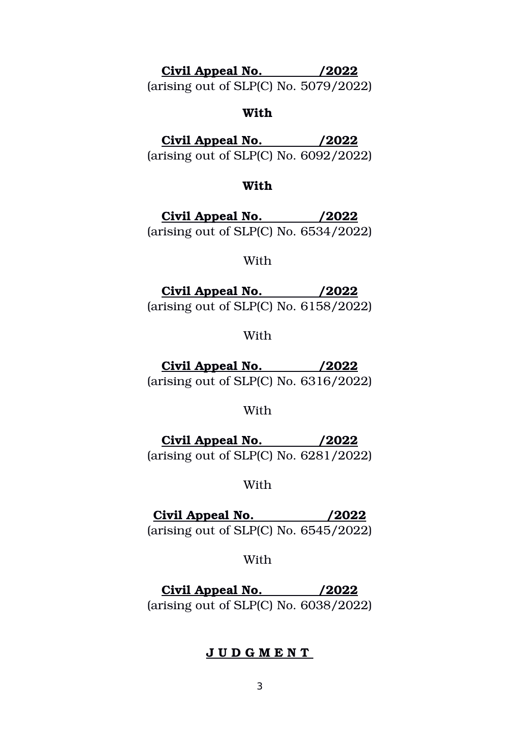**Civil Appeal No. /2022**
(arising out of SLP(C) No. 5079/2022)

**With**

**Civil Appeal No. /2022**
(arising out of SLP(C) No. 6092/2022)

**With**

**Civil Appeal No. /2022**
(arising out of SLP(C) No. 6534/2022)

With

**Civil Appeal No. /2022**
(arising out of SLP(C) No. 6158/2022)

With

**Civil Appeal No. /2022**
(arising out of SLP(C) No. 6316/2022)

With

**Civil Appeal No. /2022**
(arising out of SLP(C) No. 6281/2022)

With

**Civil Appeal No. /2022**
(arising out of SLP(C) No. 6545/2022)

With

**Civil Appeal No. /2022**
(arising out of SLP(C) No. 6038/2022)

**J U D G M E N T**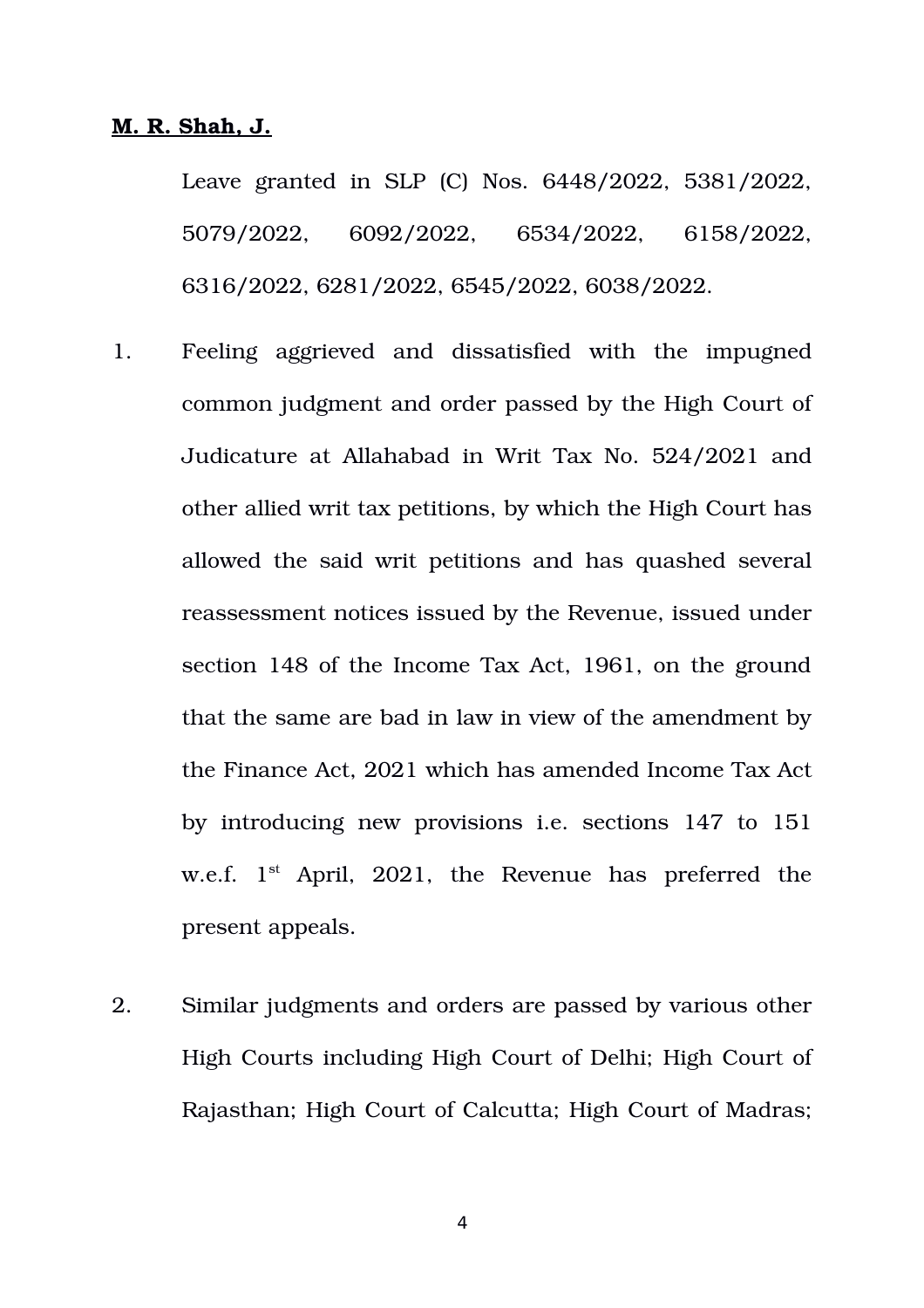**M. R. Shah, J.**

Leave granted in SLP (C) Nos. 6448/2022, 5381/2022, 5079/2022, 6092/2022, 6534/2022, 6158/2022, 6316/2022, 6281/2022, 6545/2022, 6038/2022.

1. Feeling aggrieved and dissatisfied with the impugned common judgment and order passed by the High Court of Judicature at Allahabad in Writ Tax No. 524/2021 and other allied writ tax petitions, by which the High Court has allowed the said writ petitions and has quashed several reassessment notices issued by the Revenue, issued under section 148 of the Income Tax Act, 1961, on the ground that the same are bad in law in view of the amendment by the Finance Act, 2021 which has amended Income Tax Act by introducing new provisions i.e. sections 147 to 151 w.e.f. 1st April, 2021, the Revenue has preferred the present appeals.

2. Similar judgments and orders are passed by various other High Courts including High Court of Delhi; High Court of Rajasthan; High Court of Calcutta; High Court of Madras;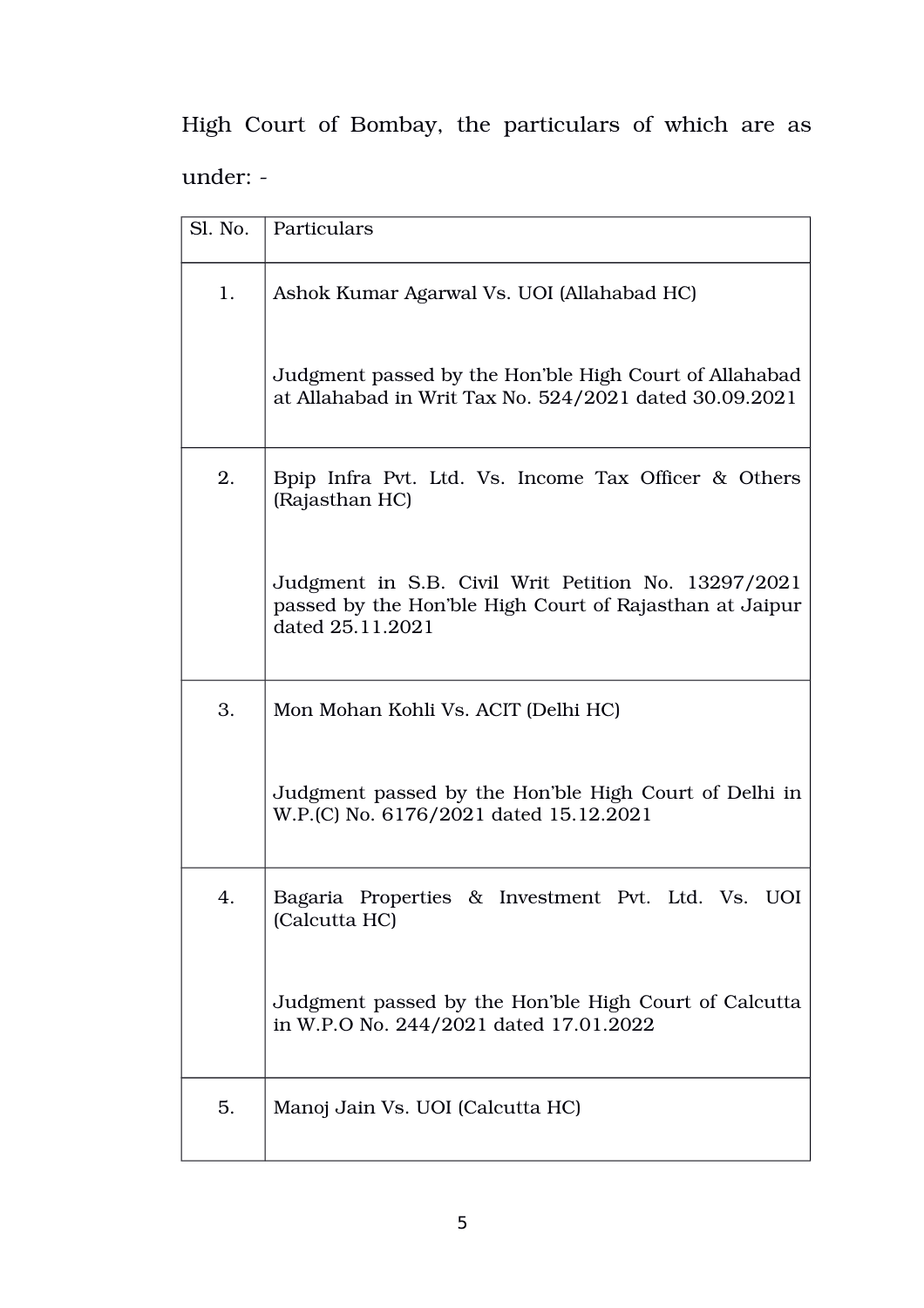High Court of Bombay, the particulars of which are as under: -

| Sl. No. | Particulars |
|---|---|
| 1. | Ashok Kumar Agarwal Vs. UOI (Allahabad HC)<br><br>Judgment passed by the Hon'ble High Court of Allahabad at Allahabad in Writ Tax No. 524/2021 dated 30.09.2021 |
| 2. | Bpip Infra Pvt. Ltd. Vs. Income Tax Officer & Others (Rajasthan HC)<br><br>Judgment in S.B. Civil Writ Petition No. 13297/2021 passed by the Hon'ble High Court of Rajasthan at Jaipur dated 25.11.2021 |
| 3. | Mon Mohan Kohli Vs. ACIT (Delhi HC)<br><br>Judgment passed by the Hon'ble High Court of Delhi in W.P.(C) No. 6176/2021 dated 15.12.2021 |
| 4. | Bagaria Properties & Investment Pvt. Ltd. Vs. UOI (Calcutta HC)<br><br>Judgment passed by the Hon'ble High Court of Calcutta in W.P.O No. 244/2021 dated 17.01.2022 |
| 5. | Manoj Jain Vs. UOI (Calcutta HC) |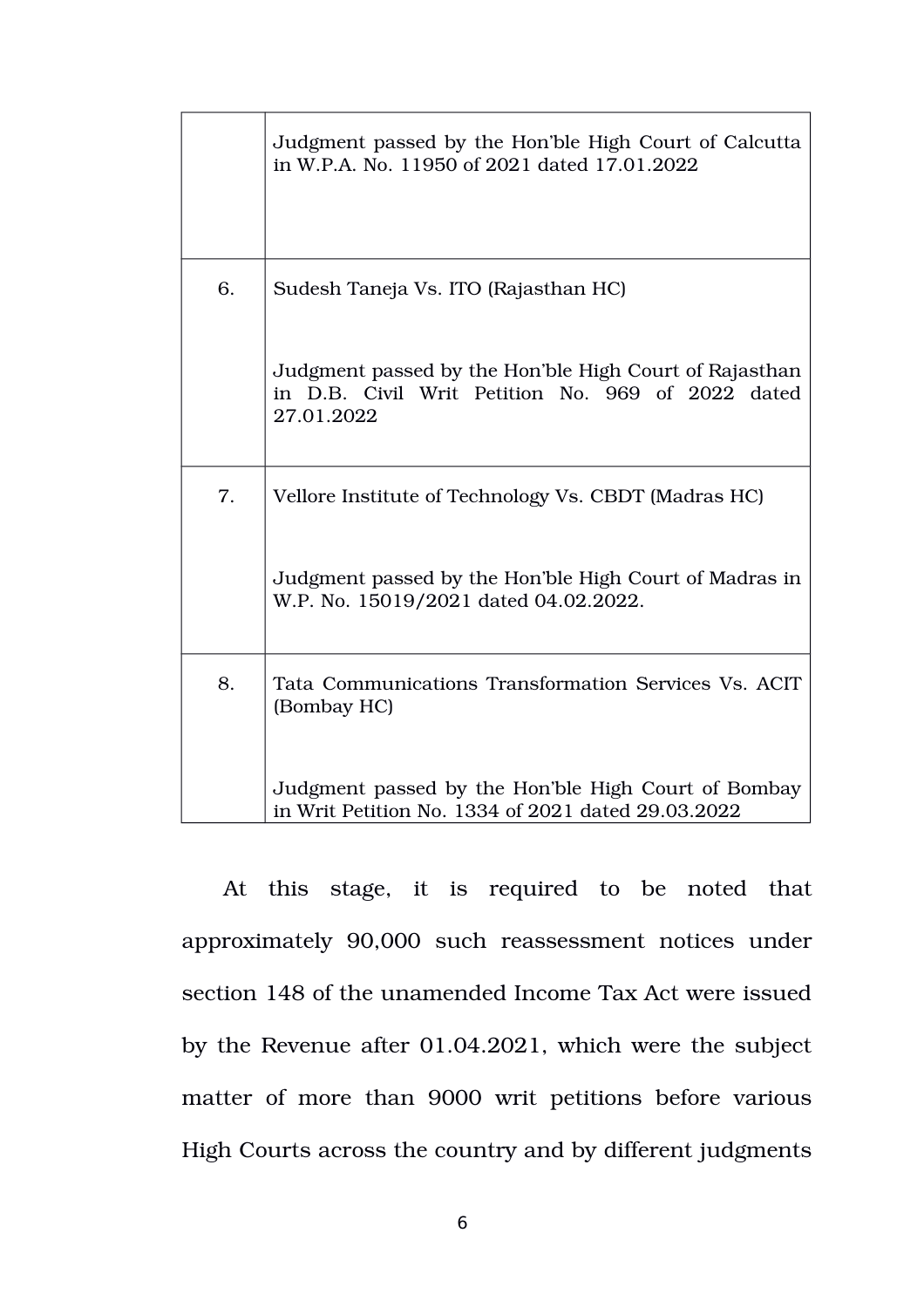| | |
|---|---|
| | Judgment passed by the Hon'ble High Court of Calcutta in W.P.A. No. 11950 of 2021 dated 17.01.2022 |
| 6. | Sudesh Taneja Vs. ITO (Rajasthan HC)<br><br>Judgment passed by the Hon'ble High Court of Rajasthan in D.B. Civil Writ Petition No. 969 of 2022 dated 27.01.2022 |
| 7. | Vellore Institute of Technology Vs. CBDT (Madras HC)<br><br>Judgment passed by the Hon'ble High Court of Madras in W.P. No. 15019/2021 dated 04.02.2022. |
| 8. | Tata Communications Transformation Services Vs. ACIT (Bombay HC)<br><br>Judgment passed by the Hon'ble High Court of Bombay in Writ Petition No. 1334 of 2021 dated 29.03.2022 |

At this stage, it is required to be noted that approximately 90,000 such reassessment notices under section 148 of the unamended Income Tax Act were issued by the Revenue after 01.04.2021, which were the subject matter of more than 9000 writ petitions before various High Courts across the country and by different judgments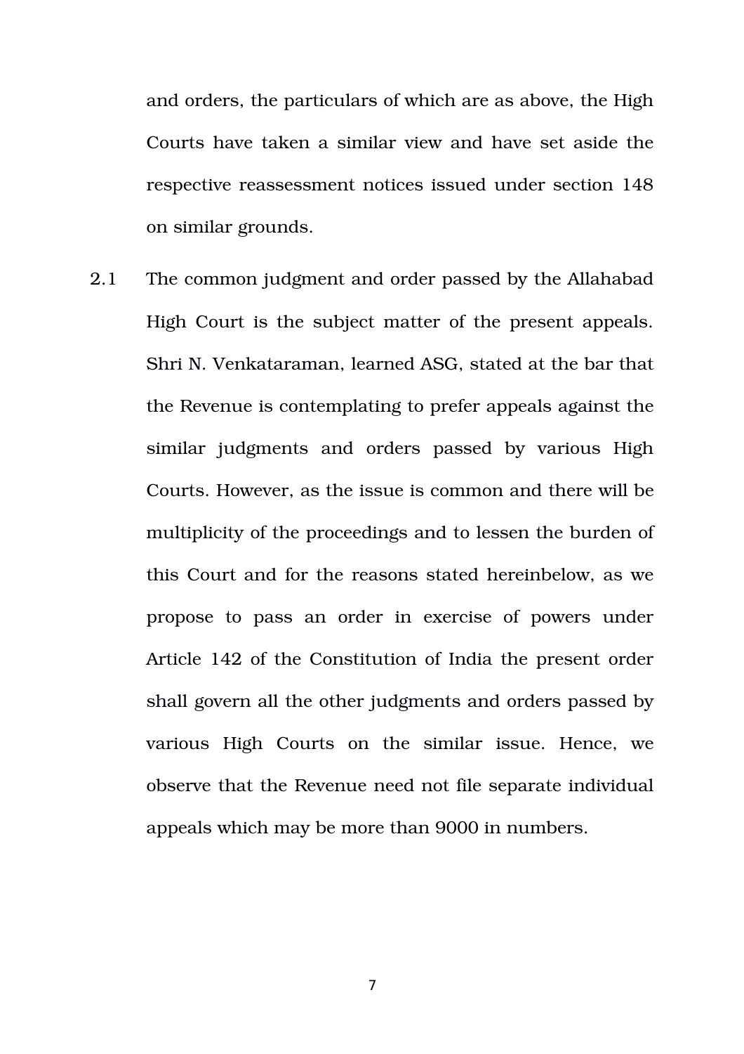and orders, the particulars of which are as above, the High Courts have taken a similar view and have set aside the respective reassessment notices issued under section 148 on similar grounds.

2.1 The common judgment and order passed by the Allahabad High Court is the subject matter of the present appeals. Shri N. Venkataraman, learned ASG, stated at the bar that the Revenue is contemplating to prefer appeals against the similar judgments and orders passed by various High Courts. However, as the issue is common and there will be multiplicity of the proceedings and to lessen the burden of this Court and for the reasons stated hereinbelow, as we propose to pass an order in exercise of powers under Article 142 of the Constitution of India the present order shall govern all the other judgments and orders passed by various High Courts on the similar issue. Hence, we observe that the Revenue need not file separate individual appeals which may be more than 9000 in numbers.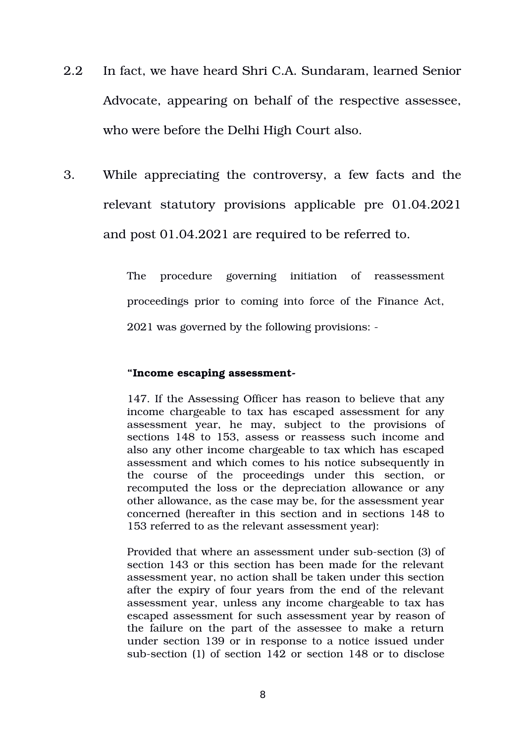2.2 In fact, we have heard Shri C.A. Sundaram, learned Senior Advocate, appearing on behalf of the respective assessee, who were before the Delhi High Court also.

3. While appreciating the controversy, a few facts and the relevant statutory provisions applicable pre 01.04.2021 and post 01.04.2021 are required to be referred to.

> The procedure governing initiation of reassessment proceedings prior to coming into force of the Finance Act, 2021 was governed by the following provisions: -
>
> **"Income escaping assessment-**
>
> 147. If the Assessing Officer has reason to believe that any income chargeable to tax has escaped assessment for any assessment year, he may, subject to the provisions of sections 148 to 153, assess or reassess such income and also any other income chargeable to tax which has escaped assessment and which comes to his notice subsequently in the course of the proceedings under this section, or recomputed the loss or the depreciation allowance or any other allowance, as the case may be, for the assessment year concerned (hereafter in this section and in sections 148 to 153 referred to as the relevant assessment year):
>
> Provided that where an assessment under sub-section (3) of section 143 or this section has been made for the relevant assessment year, no action shall be taken under this section after the expiry of four years from the end of the relevant assessment year, unless any income chargeable to tax has escaped assessment for such assessment year by reason of the failure on the part of the assessee to make a return under section 139 or in response to a notice issued under sub-section (1) of section 142 or section 148 or to disclose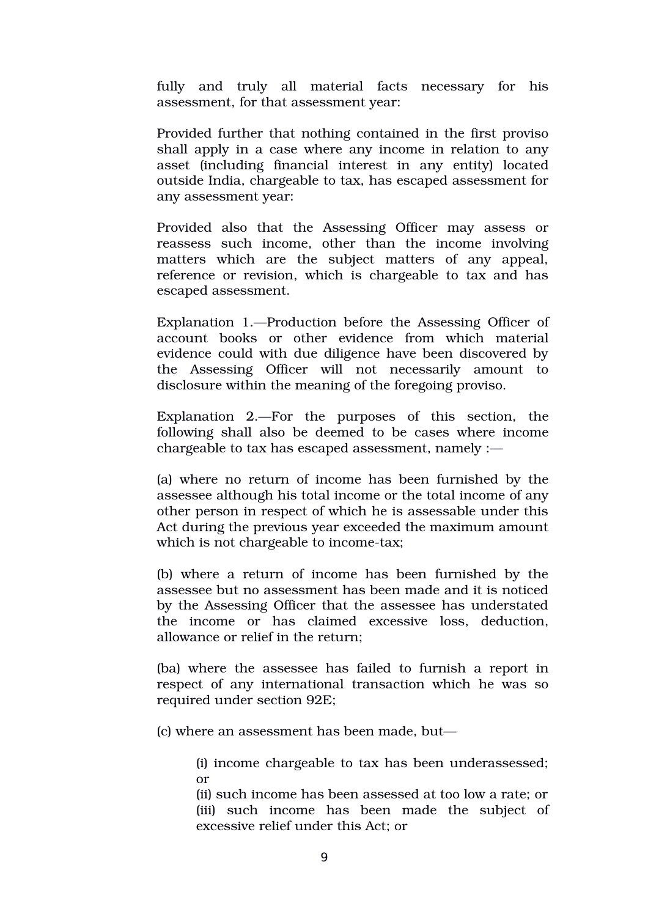fully and truly all material facts necessary for his assessment, for that assessment year:

Provided further that nothing contained in the first proviso shall apply in a case where any income in relation to any asset (including financial interest in any entity) located outside India, chargeable to tax, has escaped assessment for any assessment year:

Provided also that the Assessing Officer may assess or reassess such income, other than the income involving matters which are the subject matters of any appeal, reference or revision, which is chargeable to tax and has escaped assessment.

Explanation 1.—Production before the Assessing Officer of account books or other evidence from which material evidence could with due diligence have been discovered by the Assessing Officer will not necessarily amount to disclosure within the meaning of the foregoing proviso.

Explanation 2.—For the purposes of this section, the following shall also be deemed to be cases where income chargeable to tax has escaped assessment, namely :—

(a) where no return of income has been furnished by the assessee although his total income or the total income of any other person in respect of which he is assessable under this Act during the previous year exceeded the maximum amount which is not chargeable to income-tax;

(b) where a return of income has been furnished by the assessee but no assessment has been made and it is noticed by the Assessing Officer that the assessee has understated the income or has claimed excessive loss, deduction, allowance or relief in the return;

(ba) where the assessee has failed to furnish a report in respect of any international transaction which he was so required under section 92E;

(c) where an assessment has been made, but—

> (i) income chargeable to tax has been underassessed; or
> (ii) such income has been assessed at too low a rate; or
> (iii) such income has been made the subject of excessive relief under this Act; or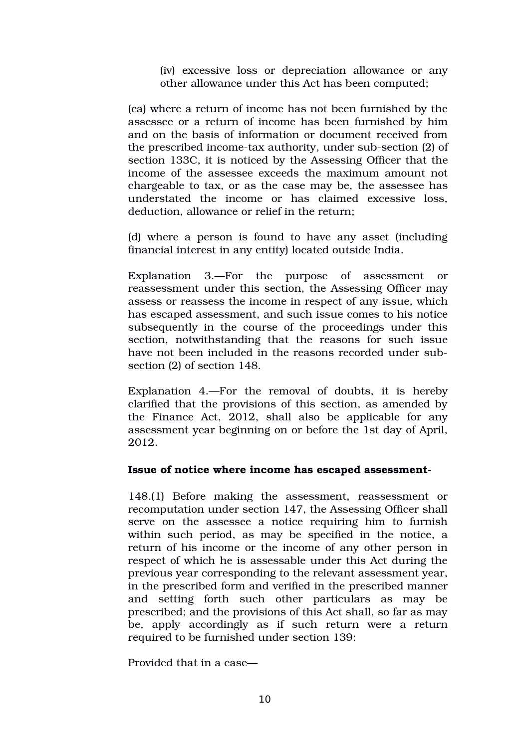(iv) excessive loss or depreciation allowance or any other allowance under this Act has been computed;

(ca) where a return of income has not been furnished by the assessee or a return of income has been furnished by him and on the basis of information or document received from the prescribed income-tax authority, under sub-section (2) of section 133C, it is noticed by the Assessing Officer that the income of the assessee exceeds the maximum amount not chargeable to tax, or as the case may be, the assessee has understated the income or has claimed excessive loss, deduction, allowance or relief in the return;

(d) where a person is found to have any asset (including financial interest in any entity) located outside India.

Explanation 3.—For the purpose of assessment or reassessment under this section, the Assessing Officer may assess or reassess the income in respect of any issue, which has escaped assessment, and such issue comes to his notice subsequently in the course of the proceedings under this section, notwithstanding that the reasons for such issue have not been included in the reasons recorded under sub-section (2) of section 148.

Explanation 4.—For the removal of doubts, it is hereby clarified that the provisions of this section, as amended by the Finance Act, 2012, shall also be applicable for any assessment year beginning on or before the 1st day of April, 2012.

**Issue of notice where income has escaped assessment-**

148.(1) Before making the assessment, reassessment or recomputation under section 147, the Assessing Officer shall serve on the assessee a notice requiring him to furnish within such period, as may be specified in the notice, a return of his income or the income of any other person in respect of which he is assessable under this Act during the previous year corresponding to the relevant assessment year, in the prescribed form and verified in the prescribed manner and setting forth such other particulars as may be prescribed; and the provisions of this Act shall, so far as may be, apply accordingly as if such return were a return required to be furnished under section 139:

Provided that in a case—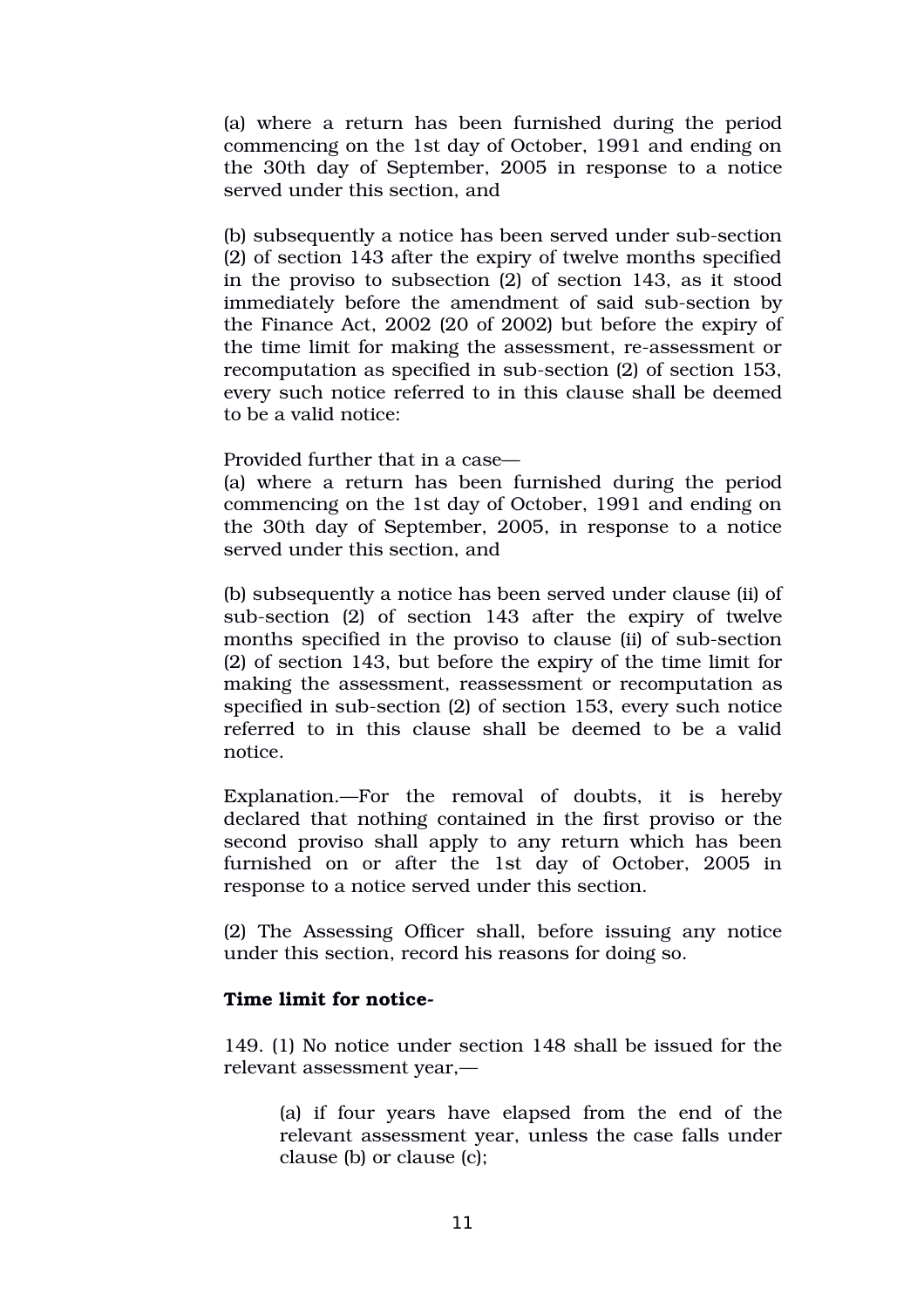(a) where a return has been furnished during the period commencing on the 1st day of October, 1991 and ending on the 30th day of September, 2005 in response to a notice served under this section, and

(b) subsequently a notice has been served under sub-section (2) of section 143 after the expiry of twelve months specified in the proviso to subsection (2) of section 143, as it stood immediately before the amendment of said sub-section by the Finance Act, 2002 (20 of 2002) but before the expiry of the time limit for making the assessment, re-assessment or recomputation as specified in sub-section (2) of section 153, every such notice referred to in this clause shall be deemed to be a valid notice:

Provided further that in a case—
(a) where a return has been furnished during the period commencing on the 1st day of October, 1991 and ending on the 30th day of September, 2005, in response to a notice served under this section, and

(b) subsequently a notice has been served under clause (ii) of sub-section (2) of section 143 after the expiry of twelve months specified in the proviso to clause (ii) of sub-section (2) of section 143, but before the expiry of the time limit for making the assessment, reassessment or recomputation as specified in sub-section (2) of section 153, every such notice referred to in this clause shall be deemed to be a valid notice.

Explanation.—For the removal of doubts, it is hereby declared that nothing contained in the first proviso or the second proviso shall apply to any return which has been furnished on or after the 1st day of October, 2005 in response to a notice served under this section.

(2) The Assessing Officer shall, before issuing any notice under this section, record his reasons for doing so.

**Time limit for notice-**

149. (1) No notice under section 148 shall be issued for the relevant assessment year,—

> (a) if four years have elapsed from the end of the relevant assessment year, unless the case falls under clause (b) or clause (c);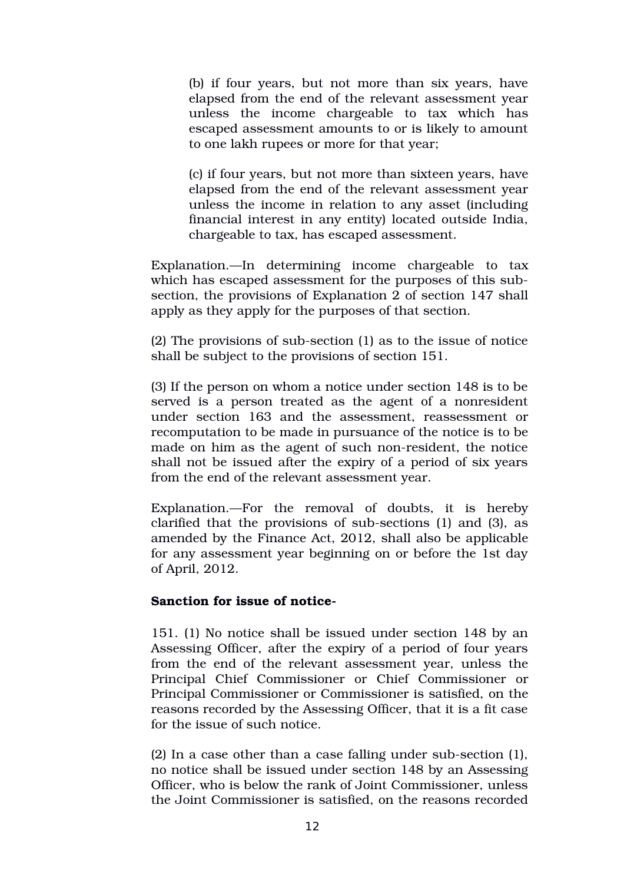(b) if four years, but not more than six years, have elapsed from the end of the relevant assessment year unless the income chargeable to tax which has escaped assessment amounts to or is likely to amount to one lakh rupees or more for that year;

(c) if four years, but not more than sixteen years, have elapsed from the end of the relevant assessment year unless the income in relation to any asset (including financial interest in any entity) located outside India, chargeable to tax, has escaped assessment.

Explanation.—In determining income chargeable to tax which has escaped assessment for the purposes of this sub-section, the provisions of Explanation 2 of section 147 shall apply as they apply for the purposes of that section.

(2) The provisions of sub-section (1) as to the issue of notice shall be subject to the provisions of section 151.

(3) If the person on whom a notice under section 148 is to be served is a person treated as the agent of a nonresident under section 163 and the assessment, reassessment or recomputation to be made in pursuance of the notice is to be made on him as the agent of such non-resident, the notice shall not be issued after the expiry of a period of six years from the end of the relevant assessment year.

Explanation.—For the removal of doubts, it is hereby clarified that the provisions of sub-sections (1) and (3), as amended by the Finance Act, 2012, shall also be applicable for any assessment year beginning on or before the 1st day of April, 2012.

**Sanction for issue of notice-**

151. (1) No notice shall be issued under section 148 by an Assessing Officer, after the expiry of a period of four years from the end of the relevant assessment year, unless the Principal Chief Commissioner or Chief Commissioner or Principal Commissioner or Commissioner is satisfied, on the reasons recorded by the Assessing Officer, that it is a fit case for the issue of such notice.

(2) In a case other than a case falling under sub-section (1), no notice shall be issued under section 148 by an Assessing Officer, who is below the rank of Joint Commissioner, unless the Joint Commissioner is satisfied, on the reasons recorded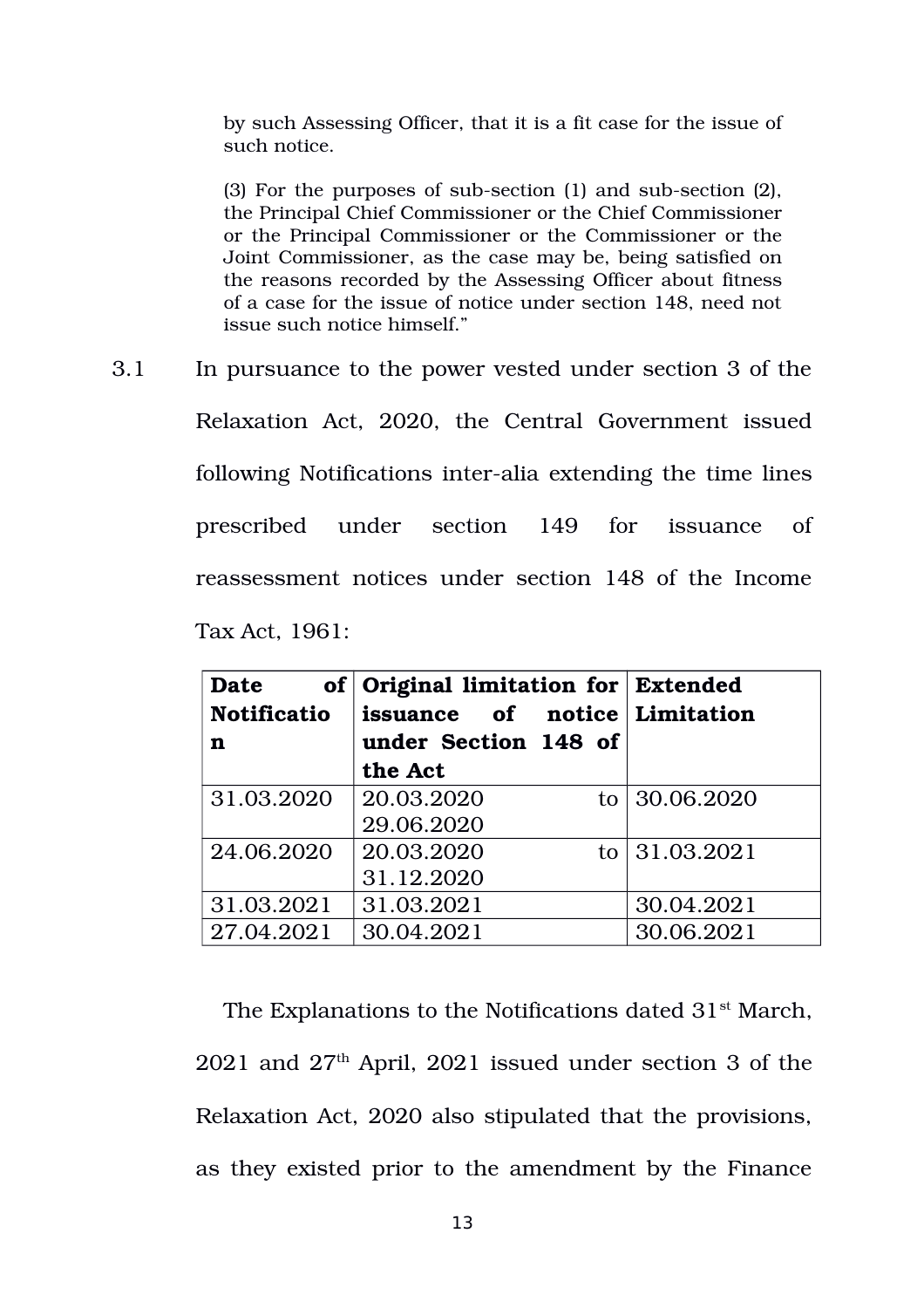> by such Assessing Officer, that it is a fit case for the issue of such notice.
>
> (3) For the purposes of sub-section (1) and sub-section (2), the Principal Chief Commissioner or the Chief Commissioner or the Principal Commissioner or the Commissioner or the Joint Commissioner, as the case may be, being satisfied on the reasons recorded by the Assessing Officer about fitness of a case for the issue of notice under section 148, need not issue such notice himself."

3.1 In pursuance to the power vested under section 3 of the Relaxation Act, 2020, the Central Government issued following Notifications inter-alia extending the time lines prescribed under section 149 for issuance of reassessment notices under section 148 of the Income Tax Act, 1961:

| **Date of Notification** | **Original limitation for issuance of notice under Section 148 of the Act** | **Extended Limitation** |
|---|---|---|
| 31.03.2020 | 20.03.2020 to 29.06.2020 | 30.06.2020 |
| 24.06.2020 | 20.03.2020 to 31.12.2020 | 31.03.2021 |
| 31.03.2021 | 31.03.2021 | 30.04.2021 |
| 27.04.2021 | 30.04.2021 | 30.06.2021 |

The Explanations to the Notifications dated 31st March, 2021 and 27th April, 2021 issued under section 3 of the Relaxation Act, 2020 also stipulated that the provisions, as they existed prior to the amendment by the Finance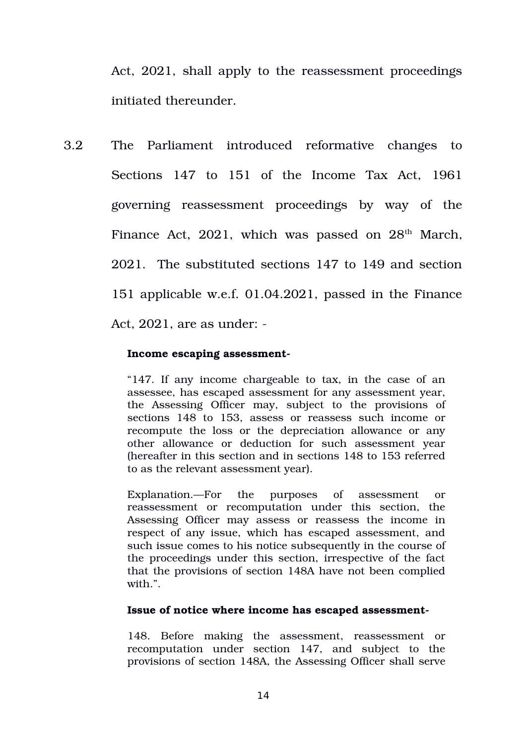Act, 2021, shall apply to the reassessment proceedings initiated thereunder.

3.2 The Parliament introduced reformative changes to Sections 147 to 151 of the Income Tax Act, 1961 governing reassessment proceedings by way of the Finance Act, 2021, which was passed on 28th March, 2021. The substituted sections 147 to 149 and section 151 applicable w.e.f. 01.04.2021, passed in the Finance Act, 2021, are as under: -

> **Income escaping assessment-**
>
> "147. If any income chargeable to tax, in the case of an assessee, has escaped assessment for any assessment year, the Assessing Officer may, subject to the provisions of sections 148 to 153, assess or reassess such income or recompute the loss or the depreciation allowance or any other allowance or deduction for such assessment year (hereafter in this section and in sections 148 to 153 referred to as the relevant assessment year).
>
> Explanation.—For the purposes of assessment or reassessment or recomputation under this section, the Assessing Officer may assess or reassess the income in respect of any issue, which has escaped assessment, and such issue comes to his notice subsequently in the course of the proceedings under this section, irrespective of the fact that the provisions of section 148A have not been complied with.".
>
> **Issue of notice where income has escaped assessment-**
>
> 148. Before making the assessment, reassessment or recomputation under section 147, and subject to the provisions of section 148A, the Assessing Officer shall serve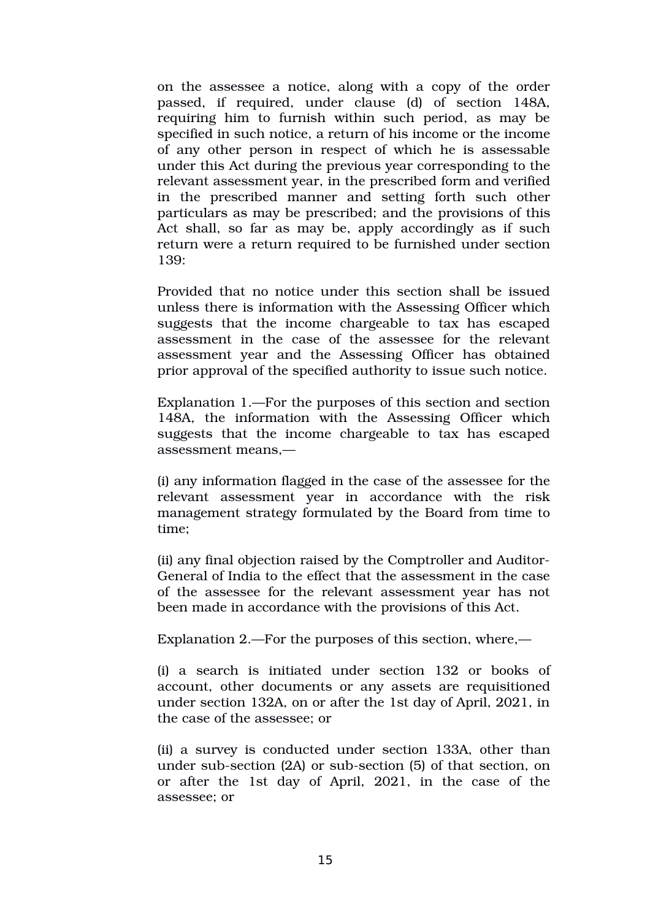on the assessee a notice, along with a copy of the order passed, if required, under clause (d) of section 148A, requiring him to furnish within such period, as may be specified in such notice, a return of his income or the income of any other person in respect of which he is assessable under this Act during the previous year corresponding to the relevant assessment year, in the prescribed form and verified in the prescribed manner and setting forth such other particulars as may be prescribed; and the provisions of this Act shall, so far as may be, apply accordingly as if such return were a return required to be furnished under section 139:

Provided that no notice under this section shall be issued unless there is information with the Assessing Officer which suggests that the income chargeable to tax has escaped assessment in the case of the assessee for the relevant assessment year and the Assessing Officer has obtained prior approval of the specified authority to issue such notice.

Explanation 1.—For the purposes of this section and section 148A, the information with the Assessing Officer which suggests that the income chargeable to tax has escaped assessment means,—

(i) any information flagged in the case of the assessee for the relevant assessment year in accordance with the risk management strategy formulated by the Board from time to time;

(ii) any final objection raised by the Comptroller and Auditor-General of India to the effect that the assessment in the case of the assessee for the relevant assessment year has not been made in accordance with the provisions of this Act.

Explanation 2.—For the purposes of this section, where,—

(i) a search is initiated under section 132 or books of account, other documents or any assets are requisitioned under section 132A, on or after the 1st day of April, 2021, in the case of the assessee; or

(ii) a survey is conducted under section 133A, other than under sub-section (2A) or sub-section (5) of that section, on or after the 1st day of April, 2021, in the case of the assessee; or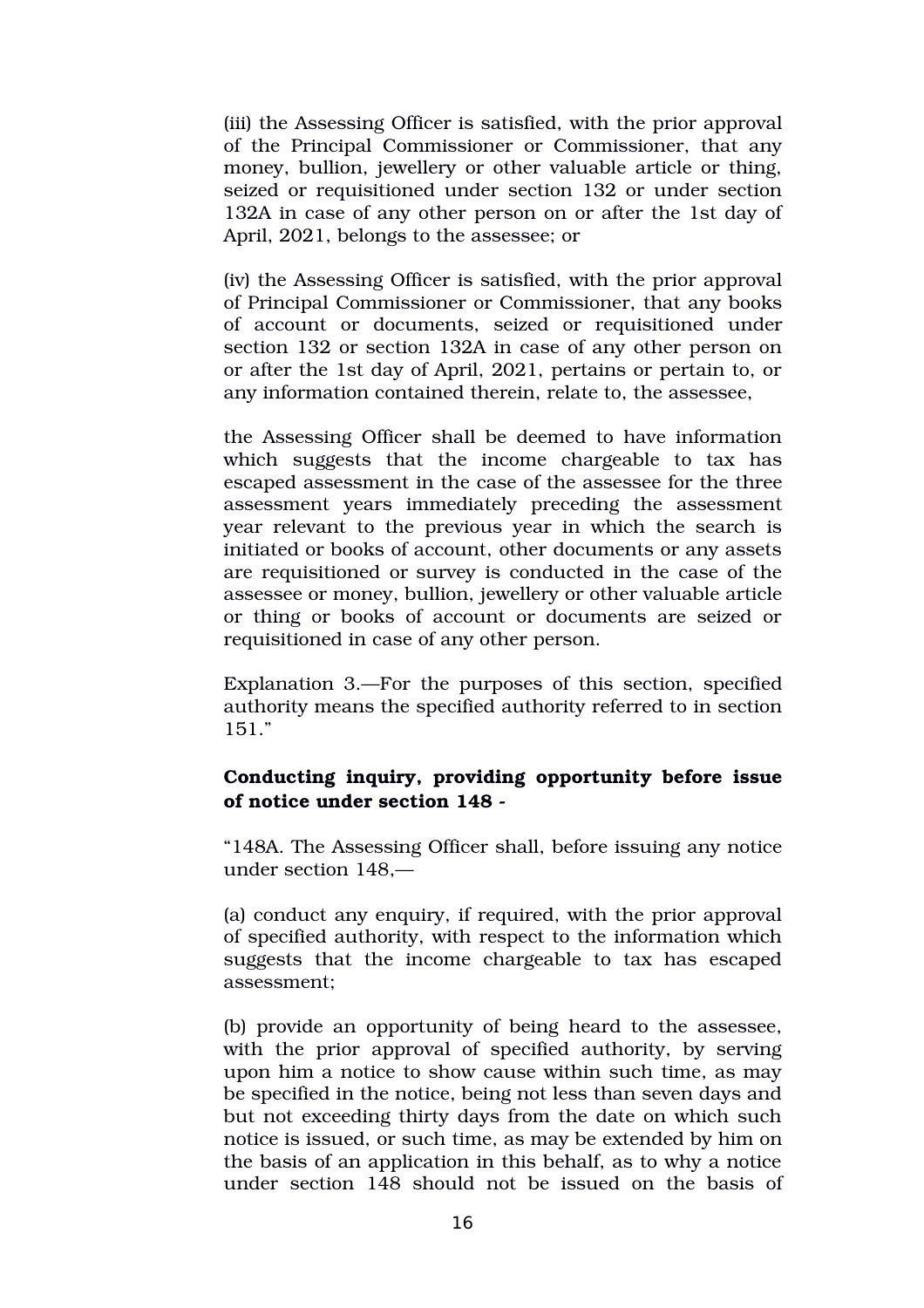(iii) the Assessing Officer is satisfied, with the prior approval of the Principal Commissioner or Commissioner, that any money, bullion, jewellery or other valuable article or thing, seized or requisitioned under section 132 or under section 132A in case of any other person on or after the 1st day of April, 2021, belongs to the assessee; or

(iv) the Assessing Officer is satisfied, with the prior approval of Principal Commissioner or Commissioner, that any books of account or documents, seized or requisitioned under section 132 or section 132A in case of any other person on or after the 1st day of April, 2021, pertains or pertain to, or any information contained therein, relate to, the assessee,

the Assessing Officer shall be deemed to have information which suggests that the income chargeable to tax has escaped assessment in the case of the assessee for the three assessment years immediately preceding the assessment year relevant to the previous year in which the search is initiated or books of account, other documents or any assets are requisitioned or survey is conducted in the case of the assessee or money, bullion, jewellery or other valuable article or thing or books of account or documents are seized or requisitioned in case of any other person.

Explanation 3.—For the purposes of this section, specified authority means the specified authority referred to in section 151."

**Conducting inquiry, providing opportunity before issue of notice under section 148 -**

"148A. The Assessing Officer shall, before issuing any notice under section 148,—

(a) conduct any enquiry, if required, with the prior approval of specified authority, with respect to the information which suggests that the income chargeable to tax has escaped assessment;

(b) provide an opportunity of being heard to the assessee, with the prior approval of specified authority, by serving upon him a notice to show cause within such time, as may be specified in the notice, being not less than seven days and but not exceeding thirty days from the date on which such notice is issued, or such time, as may be extended by him on the basis of an application in this behalf, as to why a notice under section 148 should not be issued on the basis of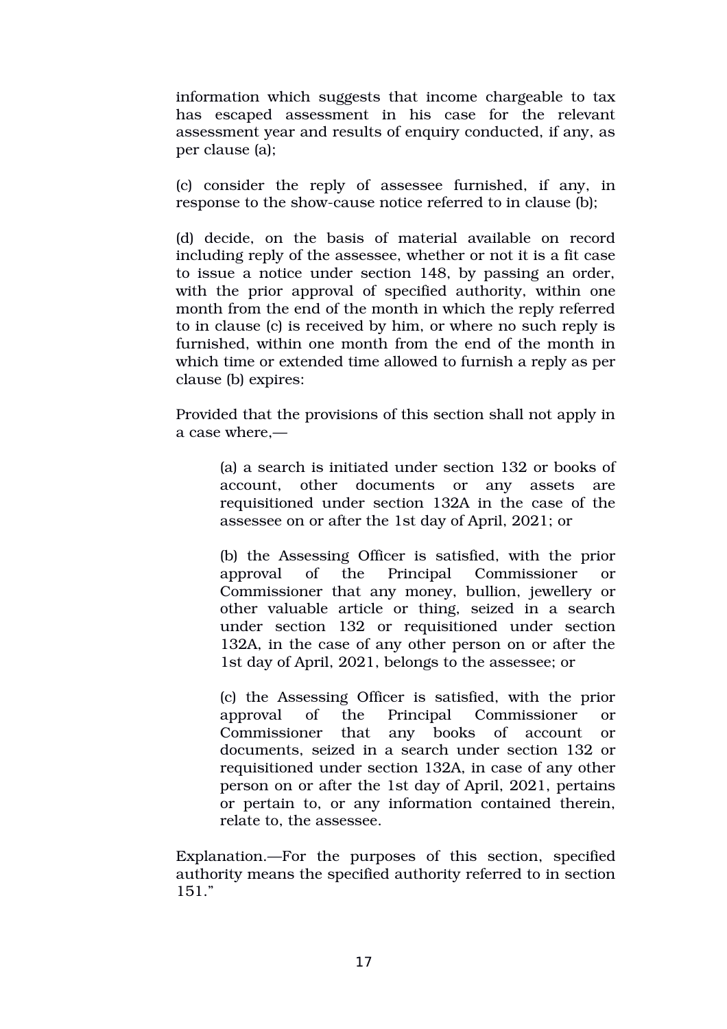information which suggests that income chargeable to tax has escaped assessment in his case for the relevant assessment year and results of enquiry conducted, if any, as per clause (a);

(c) consider the reply of assessee furnished, if any, in response to the show-cause notice referred to in clause (b);

(d) decide, on the basis of material available on record including reply of the assessee, whether or not it is a fit case to issue a notice under section 148, by passing an order, with the prior approval of specified authority, within one month from the end of the month in which the reply referred to in clause (c) is received by him, or where no such reply is furnished, within one month from the end of the month in which time or extended time allowed to furnish a reply as per clause (b) expires:

Provided that the provisions of this section shall not apply in a case where,—

> (a) a search is initiated under section 132 or books of account, other documents or any assets are requisitioned under section 132A in the case of the assessee on or after the 1st day of April, 2021; or
>
> (b) the Assessing Officer is satisfied, with the prior approval of the Principal Commissioner or Commissioner that any money, bullion, jewellery or other valuable article or thing, seized in a search under section 132 or requisitioned under section 132A, in the case of any other person on or after the 1st day of April, 2021, belongs to the assessee; or
>
> (c) the Assessing Officer is satisfied, with the prior approval of the Principal Commissioner or Commissioner that any books of account or documents, seized in a search under section 132 or requisitioned under section 132A, in case of any other person on or after the 1st day of April, 2021, pertains or pertain to, or any information contained therein, relate to, the assessee.

Explanation.—For the purposes of this section, specified authority means the specified authority referred to in section 151."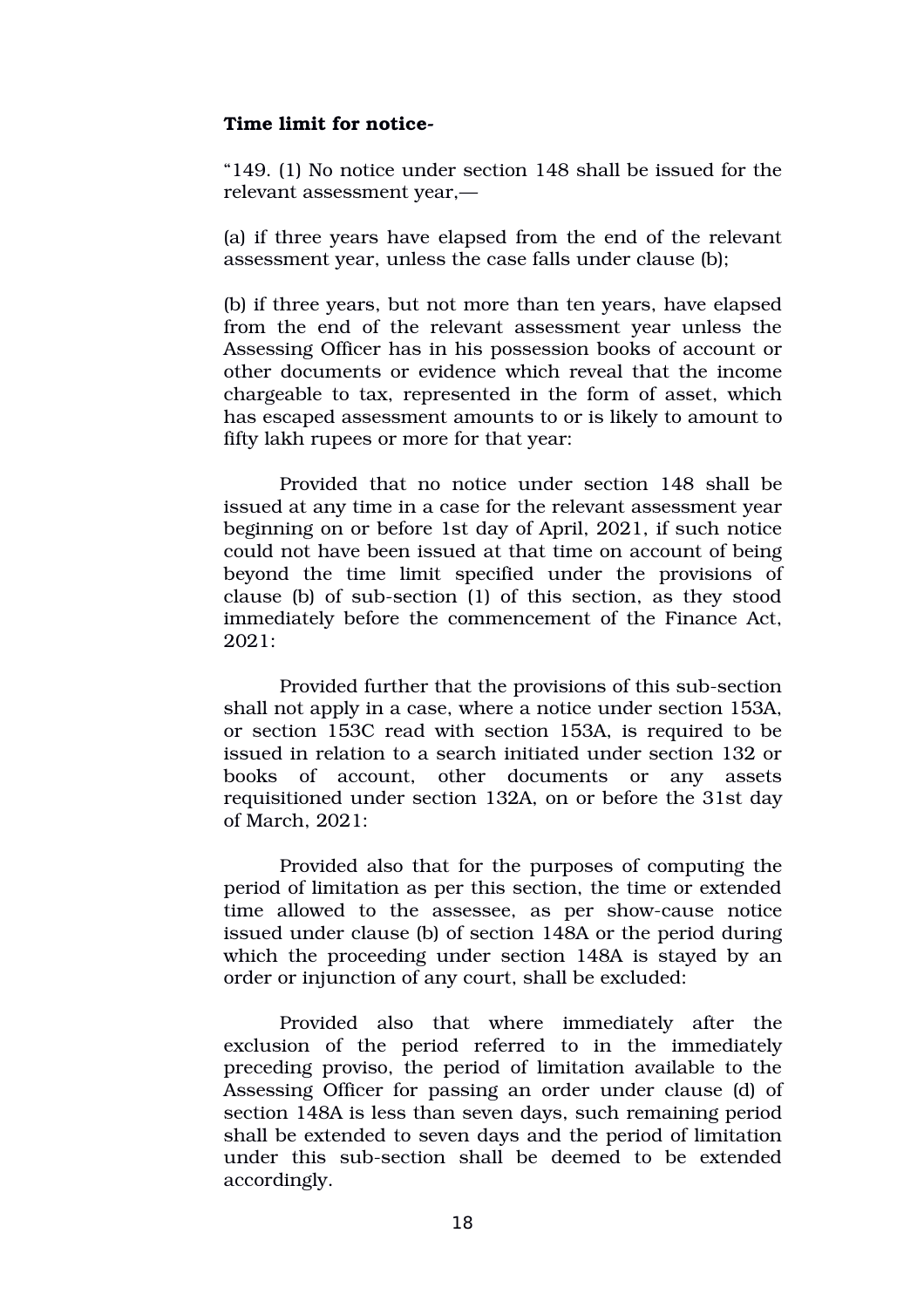**Time limit for notice-**

"149. (1) No notice under section 148 shall be issued for the relevant assessment year,—

(a) if three years have elapsed from the end of the relevant assessment year, unless the case falls under clause (b);

(b) if three years, but not more than ten years, have elapsed from the end of the relevant assessment year unless the Assessing Officer has in his possession books of account or other documents or evidence which reveal that the income chargeable to tax, represented in the form of asset, which has escaped assessment amounts to or is likely to amount to fifty lakh rupees or more for that year:

Provided that no notice under section 148 shall be issued at any time in a case for the relevant assessment year beginning on or before 1st day of April, 2021, if such notice could not have been issued at that time on account of being beyond the time limit specified under the provisions of clause (b) of sub-section (1) of this section, as they stood immediately before the commencement of the Finance Act, 2021:

Provided further that the provisions of this sub-section shall not apply in a case, where a notice under section 153A, or section 153C read with section 153A, is required to be issued in relation to a search initiated under section 132 or books of account, other documents or any assets requisitioned under section 132A, on or before the 31st day of March, 2021:

Provided also that for the purposes of computing the period of limitation as per this section, the time or extended time allowed to the assessee, as per show-cause notice issued under clause (b) of section 148A or the period during which the proceeding under section 148A is stayed by an order or injunction of any court, shall be excluded:

Provided also that where immediately after the exclusion of the period referred to in the immediately preceding proviso, the period of limitation available to the Assessing Officer for passing an order under clause (d) of section 148A is less than seven days, such remaining period shall be extended to seven days and the period of limitation under this sub-section shall be deemed to be extended accordingly.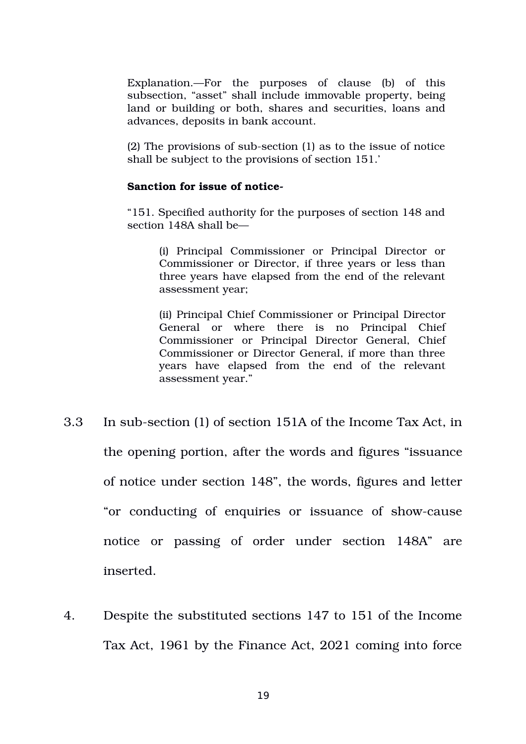Explanation.—For the purposes of clause (b) of this subsection, "asset" shall include immovable property, being land or building or both, shares and securities, loans and advances, deposits in bank account.

(2) The provisions of sub-section (1) as to the issue of notice shall be subject to the provisions of section 151.'

**Sanction for issue of notice-**

"151. Specified authority for the purposes of section 148 and section 148A shall be—

> (i) Principal Commissioner or Principal Director or Commissioner or Director, if three years or less than three years have elapsed from the end of the relevant assessment year;
>
> (ii) Principal Chief Commissioner or Principal Director General or where there is no Principal Chief Commissioner or Principal Director General, Chief Commissioner or Director General, if more than three years have elapsed from the end of the relevant assessment year."

3.3 In sub-section (1) of section 151A of the Income Tax Act, in the opening portion, after the words and figures "issuance of notice under section 148", the words, figures and letter "or conducting of enquiries or issuance of show-cause notice or passing of order under section 148A" are inserted.

4. Despite the substituted sections 147 to 151 of the Income Tax Act, 1961 by the Finance Act, 2021 coming into force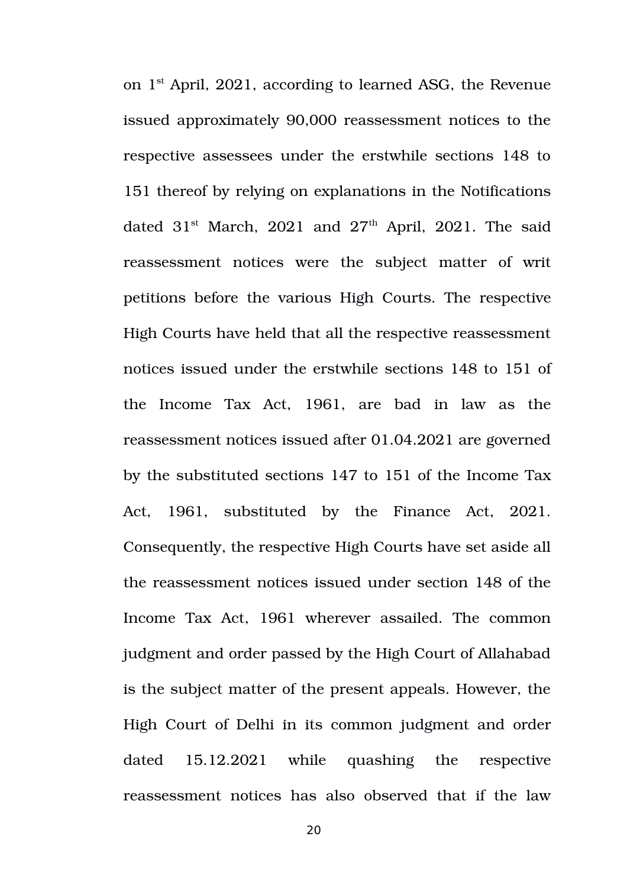on 1st April, 2021, according to learned ASG, the Revenue issued approximately 90,000 reassessment notices to the respective assessees under the erstwhile sections 148 to 151 thereof by relying on explanations in the Notifications dated 31st March, 2021 and 27th April, 2021. The said reassessment notices were the subject matter of writ petitions before the various High Courts. The respective High Courts have held that all the respective reassessment notices issued under the erstwhile sections 148 to 151 of the Income Tax Act, 1961, are bad in law as the reassessment notices issued after 01.04.2021 are governed by the substituted sections 147 to 151 of the Income Tax Act, 1961, substituted by the Finance Act, 2021. Consequently, the respective High Courts have set aside all the reassessment notices issued under section 148 of the Income Tax Act, 1961 wherever assailed. The common judgment and order passed by the High Court of Allahabad is the subject matter of the present appeals. However, the High Court of Delhi in its common judgment and order dated 15.12.2021 while quashing the respective reassessment notices has also observed that if the law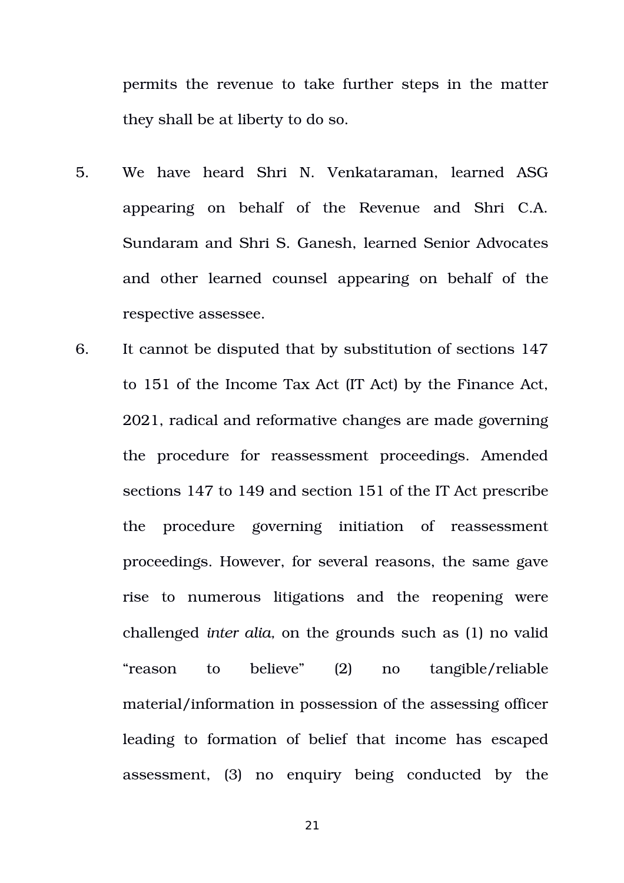permits the revenue to take further steps in the matter they shall be at liberty to do so.

5. We have heard Shri N. Venkataraman, learned ASG appearing on behalf of the Revenue and Shri C.A. Sundaram and Shri S. Ganesh, learned Senior Advocates and other learned counsel appearing on behalf of the respective assessee.

6. It cannot be disputed that by substitution of sections 147 to 151 of the Income Tax Act (IT Act) by the Finance Act, 2021, radical and reformative changes are made governing the procedure for reassessment proceedings. Amended sections 147 to 149 and section 151 of the IT Act prescribe the procedure governing initiation of reassessment proceedings. However, for several reasons, the same gave rise to numerous litigations and the reopening were challenged *inter alia,* on the grounds such as (1) no valid "reason to believe" (2) no tangible/reliable material/information in possession of the assessing officer leading to formation of belief that income has escaped assessment, (3) no enquiry being conducted by the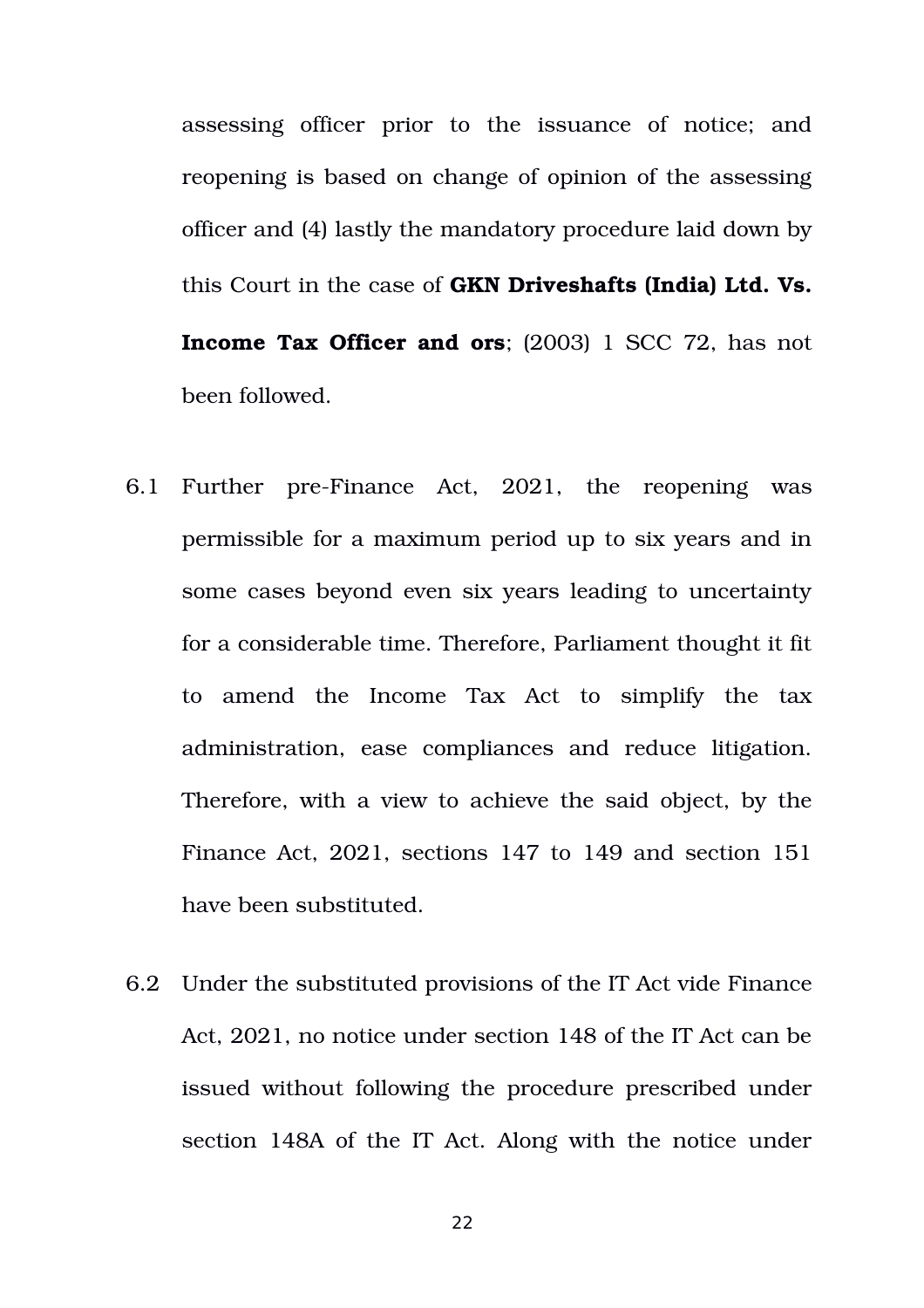assessing officer prior to the issuance of notice; and reopening is based on change of opinion of the assessing officer and (4) lastly the mandatory procedure laid down by this Court in the case of **GKN Driveshafts (India) Ltd. Vs. Income Tax Officer and ors**; (2003) 1 SCC 72, has not been followed.

6.1 Further pre-Finance Act, 2021, the reopening was permissible for a maximum period up to six years and in some cases beyond even six years leading to uncertainty for a considerable time. Therefore, Parliament thought it fit to amend the Income Tax Act to simplify the tax administration, ease compliances and reduce litigation. Therefore, with a view to achieve the said object, by the Finance Act, 2021, sections 147 to 149 and section 151 have been substituted.

6.2 Under the substituted provisions of the IT Act vide Finance Act, 2021, no notice under section 148 of the IT Act can be issued without following the procedure prescribed under section 148A of the IT Act. Along with the notice under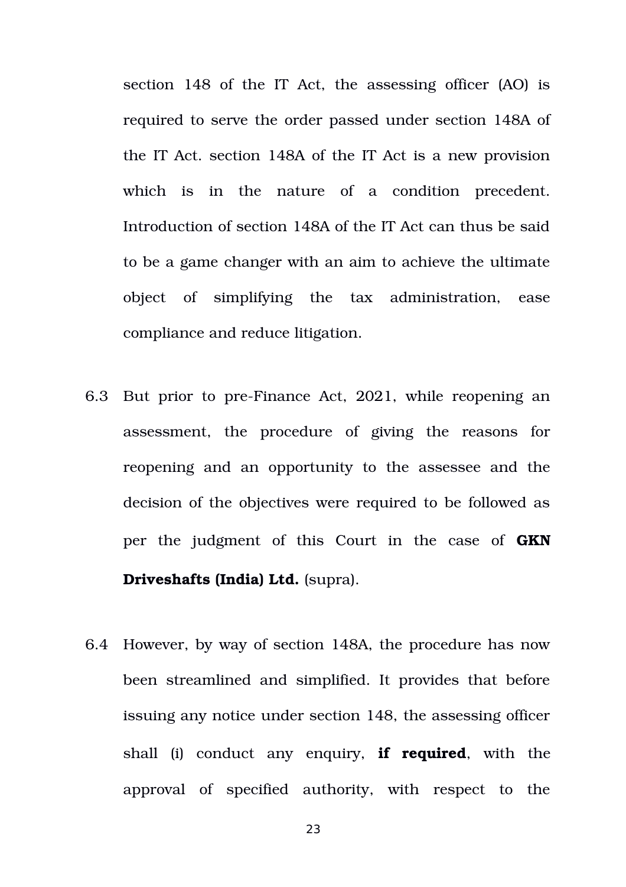section 148 of the IT Act, the assessing officer (AO) is required to serve the order passed under section 148A of the IT Act. section 148A of the IT Act is a new provision which is in the nature of a condition precedent. Introduction of section 148A of the IT Act can thus be said to be a game changer with an aim to achieve the ultimate object of simplifying the tax administration, ease compliance and reduce litigation.

6.3 But prior to pre-Finance Act, 2021, while reopening an assessment, the procedure of giving the reasons for reopening and an opportunity to the assessee and the decision of the objectives were required to be followed as per the judgment of this Court in the case of **GKN Driveshafts (India) Ltd.** (supra).

6.4 However, by way of section 148A, the procedure has now been streamlined and simplified. It provides that before issuing any notice under section 148, the assessing officer shall (i) conduct any enquiry, **if required**, with the approval of specified authority, with respect to the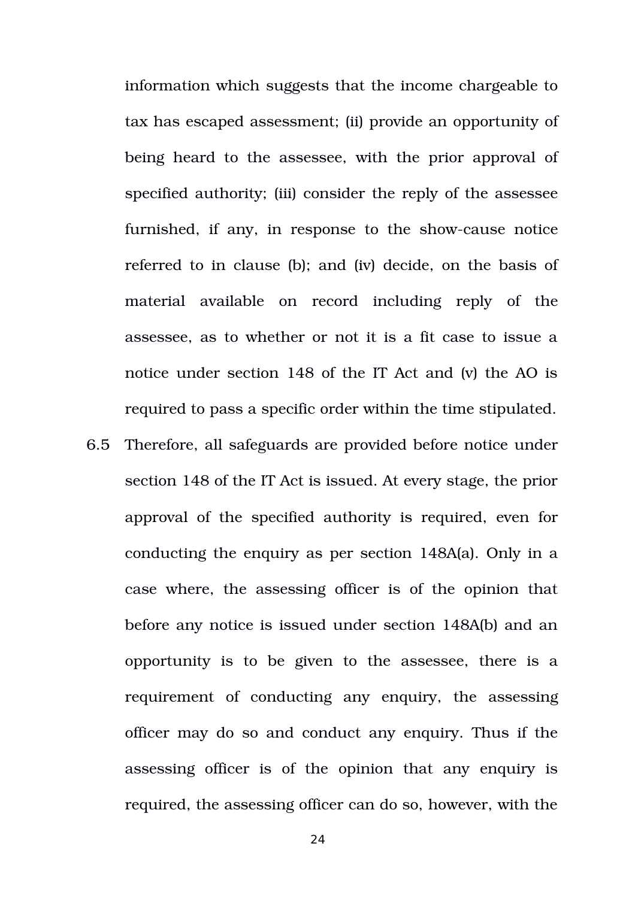information which suggests that the income chargeable to tax has escaped assessment; (ii) provide an opportunity of being heard to the assessee, with the prior approval of specified authority; (iii) consider the reply of the assessee furnished, if any, in response to the show-cause notice referred to in clause (b); and (iv) decide, on the basis of material available on record including reply of the assessee, as to whether or not it is a fit case to issue a notice under section 148 of the IT Act and (v) the AO is required to pass a specific order within the time stipulated.

6.5 Therefore, all safeguards are provided before notice under section 148 of the IT Act is issued. At every stage, the prior approval of the specified authority is required, even for conducting the enquiry as per section 148A(a). Only in a case where, the assessing officer is of the opinion that before any notice is issued under section 148A(b) and an opportunity is to be given to the assessee, there is a requirement of conducting any enquiry, the assessing officer may do so and conduct any enquiry. Thus if the assessing officer is of the opinion that any enquiry is required, the assessing officer can do so, however, with the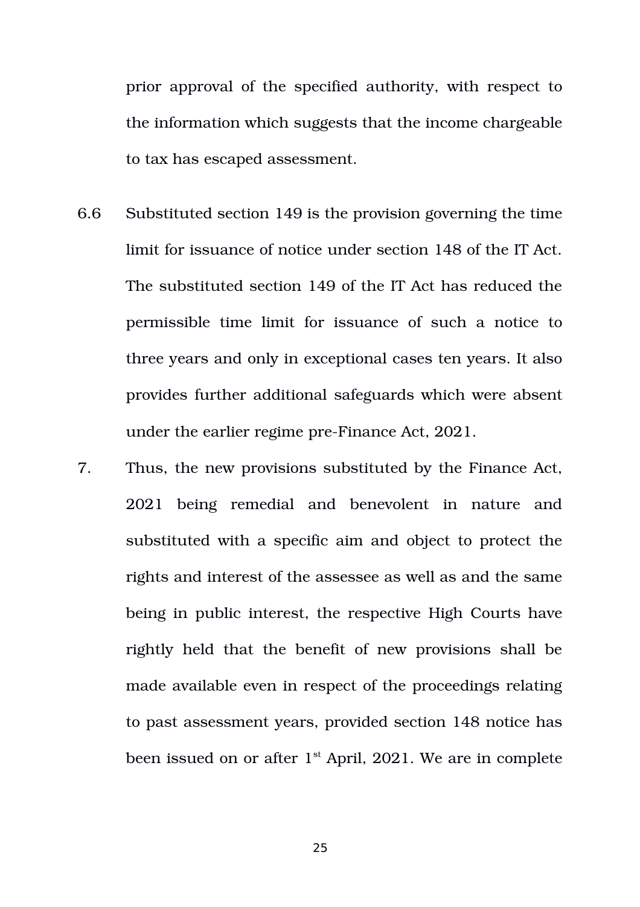prior approval of the specified authority, with respect to the information which suggests that the income chargeable to tax has escaped assessment.

6.6 Substituted section 149 is the provision governing the time limit for issuance of notice under section 148 of the IT Act. The substituted section 149 of the IT Act has reduced the permissible time limit for issuance of such a notice to three years and only in exceptional cases ten years. It also provides further additional safeguards which were absent under the earlier regime pre-Finance Act, 2021.

7. Thus, the new provisions substituted by the Finance Act, 2021 being remedial and benevolent in nature and substituted with a specific aim and object to protect the rights and interest of the assessee as well as and the same being in public interest, the respective High Courts have rightly held that the benefit of new provisions shall be made available even in respect of the proceedings relating to past assessment years, provided section 148 notice has been issued on or after 1st April, 2021. We are in complete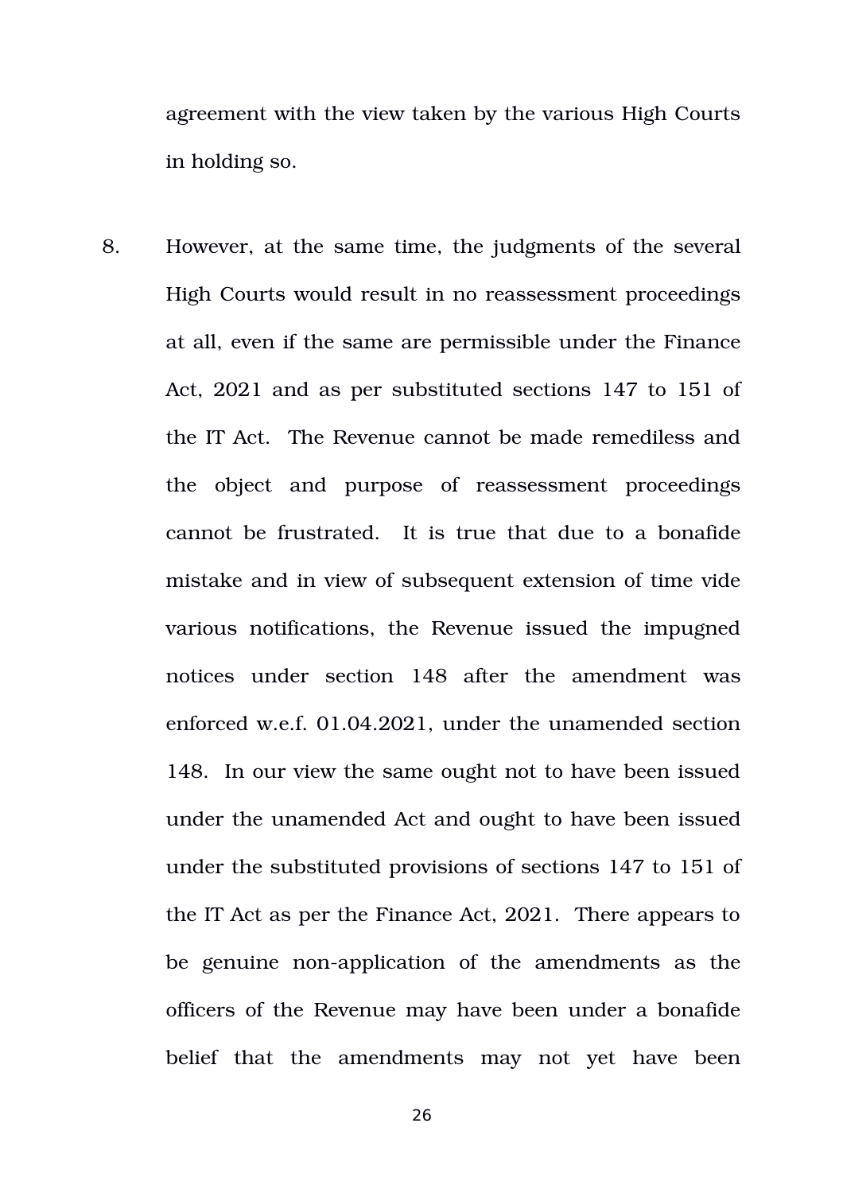agreement with the view taken by the various High Courts in holding so.

8. However, at the same time, the judgments of the several High Courts would result in no reassessment proceedings at all, even if the same are permissible under the Finance Act, 2021 and as per substituted sections 147 to 151 of the IT Act. The Revenue cannot be made remediless and the object and purpose of reassessment proceedings cannot be frustrated. It is true that due to a bonafide mistake and in view of subsequent extension of time vide various notifications, the Revenue issued the impugned notices under section 148 after the amendment was enforced w.e.f. 01.04.2021, under the unamended section 148. In our view the same ought not to have been issued under the unamended Act and ought to have been issued under the substituted provisions of sections 147 to 151 of the IT Act as per the Finance Act, 2021. There appears to be genuine non-application of the amendments as the officers of the Revenue may have been under a bonafide belief that the amendments may not yet have been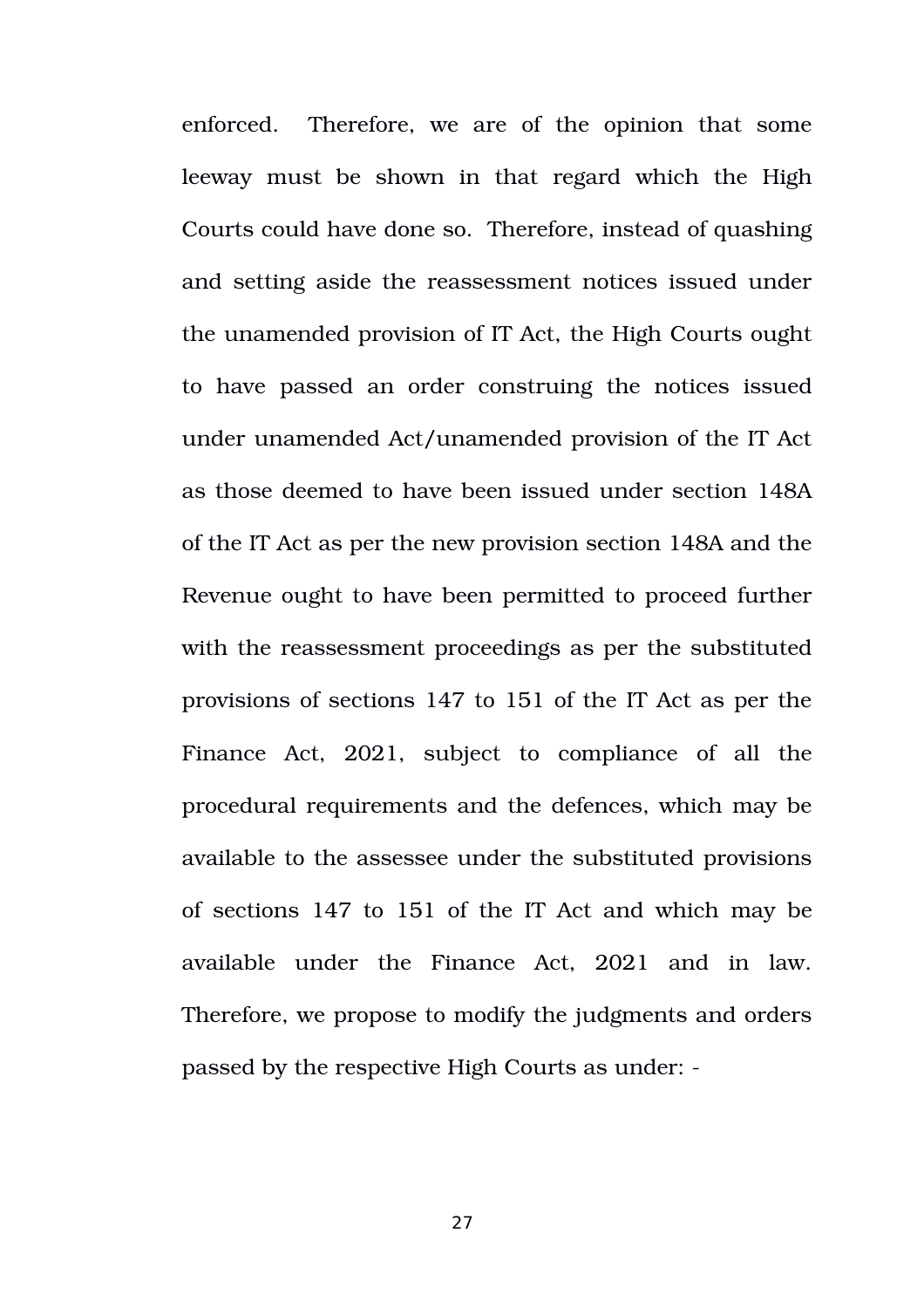enforced. Therefore, we are of the opinion that some leeway must be shown in that regard which the High Courts could have done so. Therefore, instead of quashing and setting aside the reassessment notices issued under the unamended provision of IT Act, the High Courts ought to have passed an order construing the notices issued under unamended Act/unamended provision of the IT Act as those deemed to have been issued under section 148A of the IT Act as per the new provision section 148A and the Revenue ought to have been permitted to proceed further with the reassessment proceedings as per the substituted provisions of sections 147 to 151 of the IT Act as per the Finance Act, 2021, subject to compliance of all the procedural requirements and the defences, which may be available to the assessee under the substituted provisions of sections 147 to 151 of the IT Act and which may be available under the Finance Act, 2021 and in law. Therefore, we propose to modify the judgments and orders passed by the respective High Courts as under: -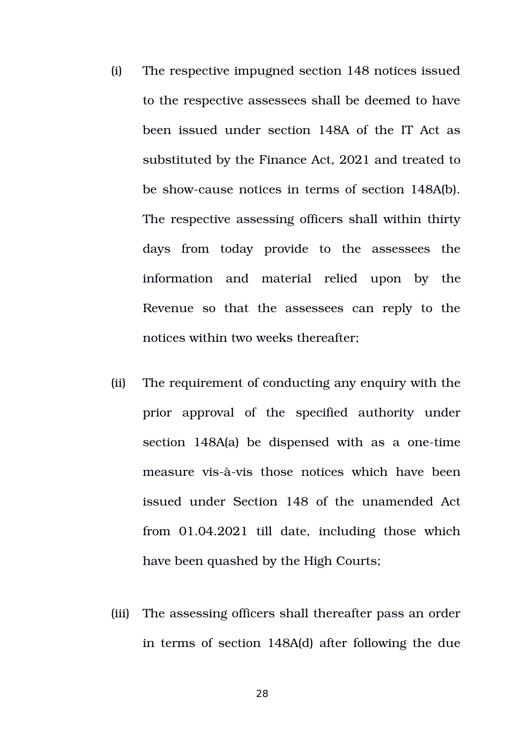(i) The respective impugned section 148 notices issued to the respective assessees shall be deemed to have been issued under section 148A of the IT Act as substituted by the Finance Act, 2021 and treated to be show-cause notices in terms of section 148A(b). The respective assessing officers shall within thirty days from today provide to the assessees the information and material relied upon by the Revenue so that the assessees can reply to the notices within two weeks thereafter;

(ii) The requirement of conducting any enquiry with the prior approval of the specified authority under section 148A(a) be dispensed with as a one-time measure vis-à-vis those notices which have been issued under Section 148 of the unamended Act from 01.04.2021 till date, including those which have been quashed by the High Courts;

(iii) The assessing officers shall thereafter pass an order in terms of section 148A(d) after following the due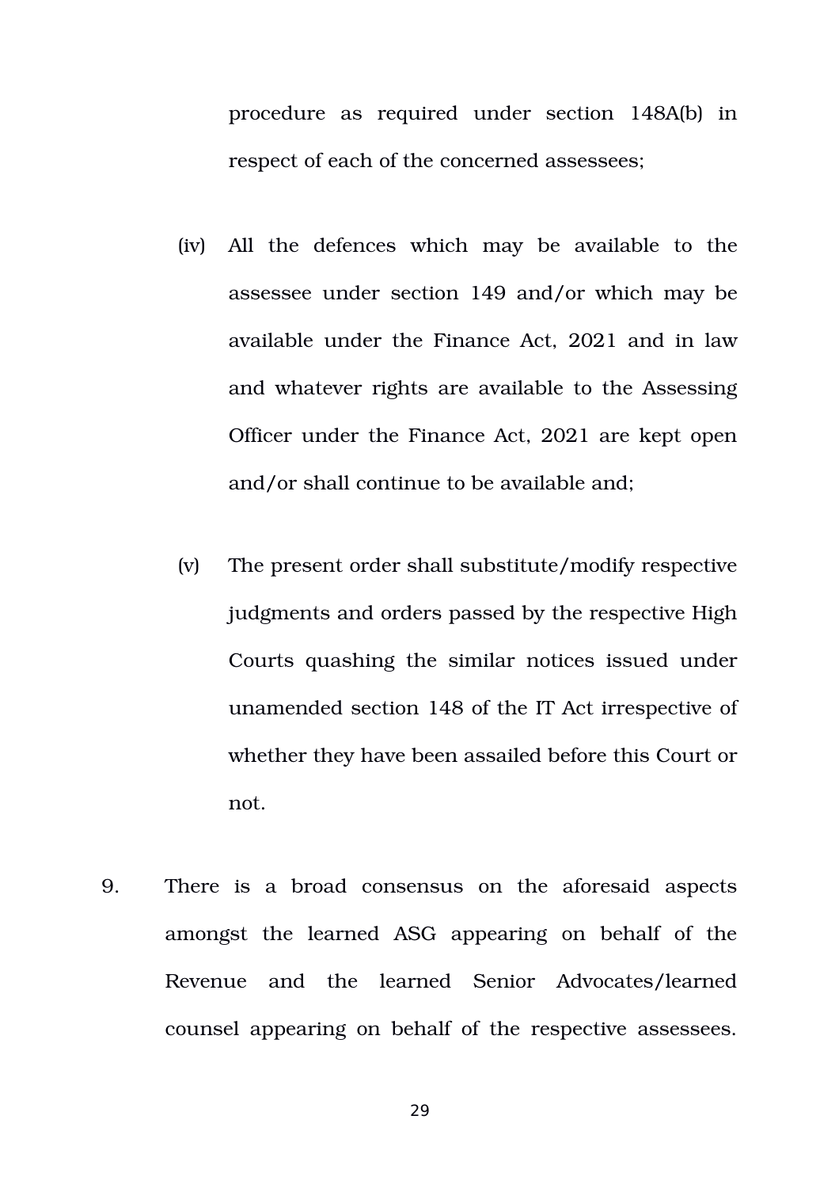procedure as required under section 148A(b) in respect of each of the concerned assessees;

(iv) All the defences which may be available to the assessee under section 149 and/or which may be available under the Finance Act, 2021 and in law and whatever rights are available to the Assessing Officer under the Finance Act, 2021 are kept open and/or shall continue to be available and;

(v) The present order shall substitute/modify respective judgments and orders passed by the respective High Courts quashing the similar notices issued under unamended section 148 of the IT Act irrespective of whether they have been assailed before this Court or not.

9. There is a broad consensus on the aforesaid aspects amongst the learned ASG appearing on behalf of the Revenue and the learned Senior Advocates/learned counsel appearing on behalf of the respective assessees.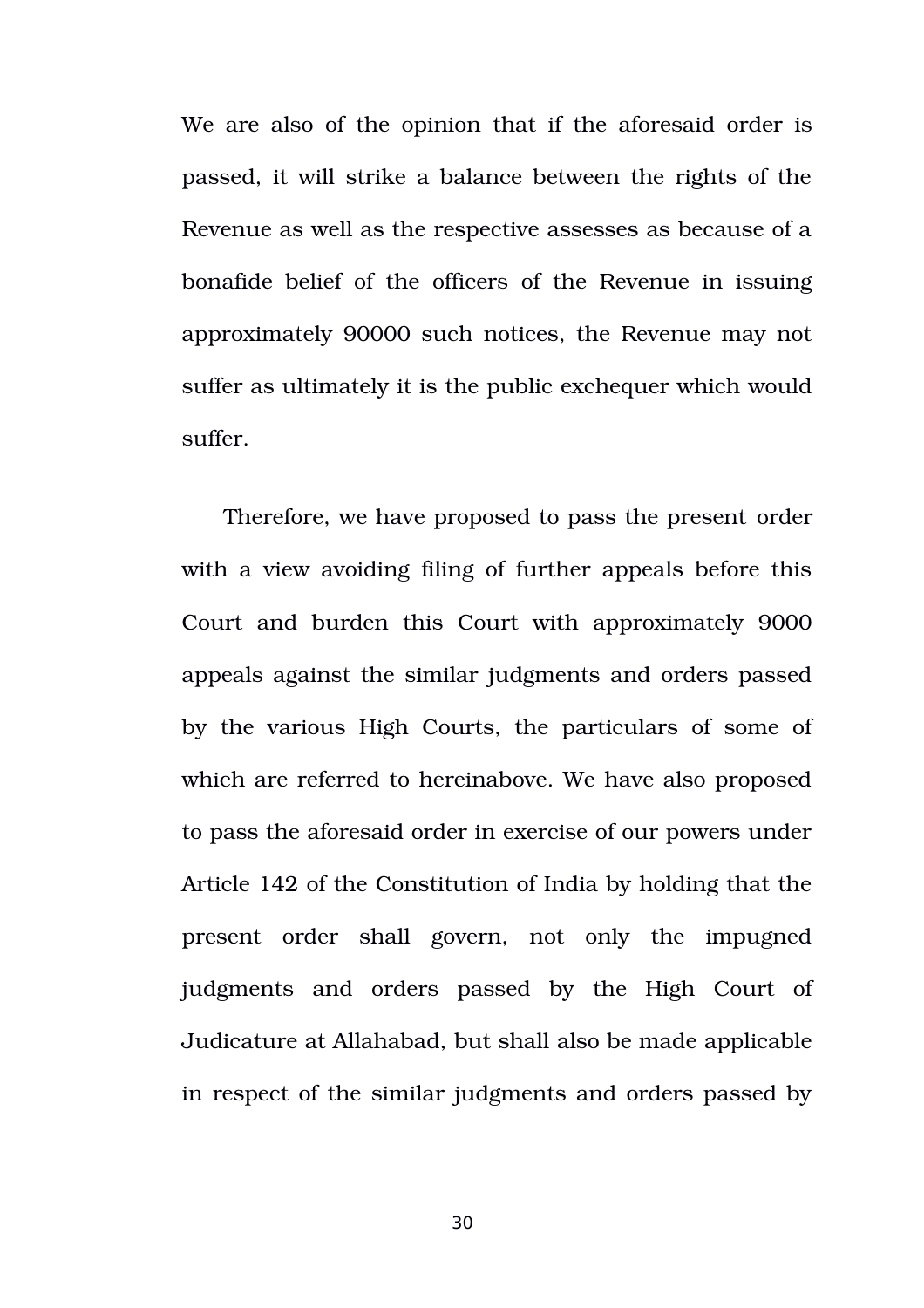We are also of the opinion that if the aforesaid order is passed, it will strike a balance between the rights of the Revenue as well as the respective assesses as because of a bonafide belief of the officers of the Revenue in issuing approximately 90000 such notices, the Revenue may not suffer as ultimately it is the public exchequer which would suffer.

Therefore, we have proposed to pass the present order with a view avoiding filing of further appeals before this Court and burden this Court with approximately 9000 appeals against the similar judgments and orders passed by the various High Courts, the particulars of some of which are referred to hereinabove. We have also proposed to pass the aforesaid order in exercise of our powers under Article 142 of the Constitution of India by holding that the present order shall govern, not only the impugned judgments and orders passed by the High Court of Judicature at Allahabad, but shall also be made applicable in respect of the similar judgments and orders passed by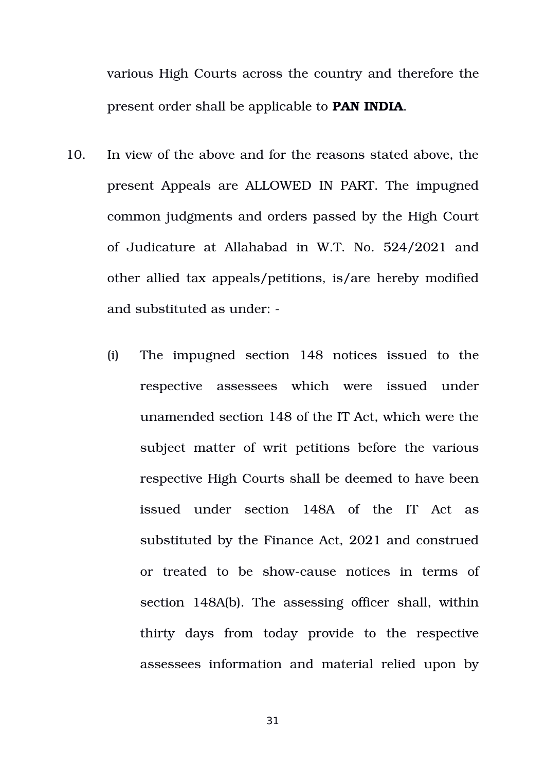various High Courts across the country and therefore the present order shall be applicable to **PAN INDIA**.

10. In view of the above and for the reasons stated above, the present Appeals are ALLOWED IN PART. The impugned common judgments and orders passed by the High Court of Judicature at Allahabad in W.T. No. 524/2021 and other allied tax appeals/petitions, is/are hereby modified and substituted as under: -

    (i) The impugned section 148 notices issued to the respective assessees which were issued under unamended section 148 of the IT Act, which were the subject matter of writ petitions before the various respective High Courts shall be deemed to have been issued under section 148A of the IT Act as substituted by the Finance Act, 2021 and construed or treated to be show-cause notices in terms of section 148A(b). The assessing officer shall, within thirty days from today provide to the respective assessees information and material relied upon by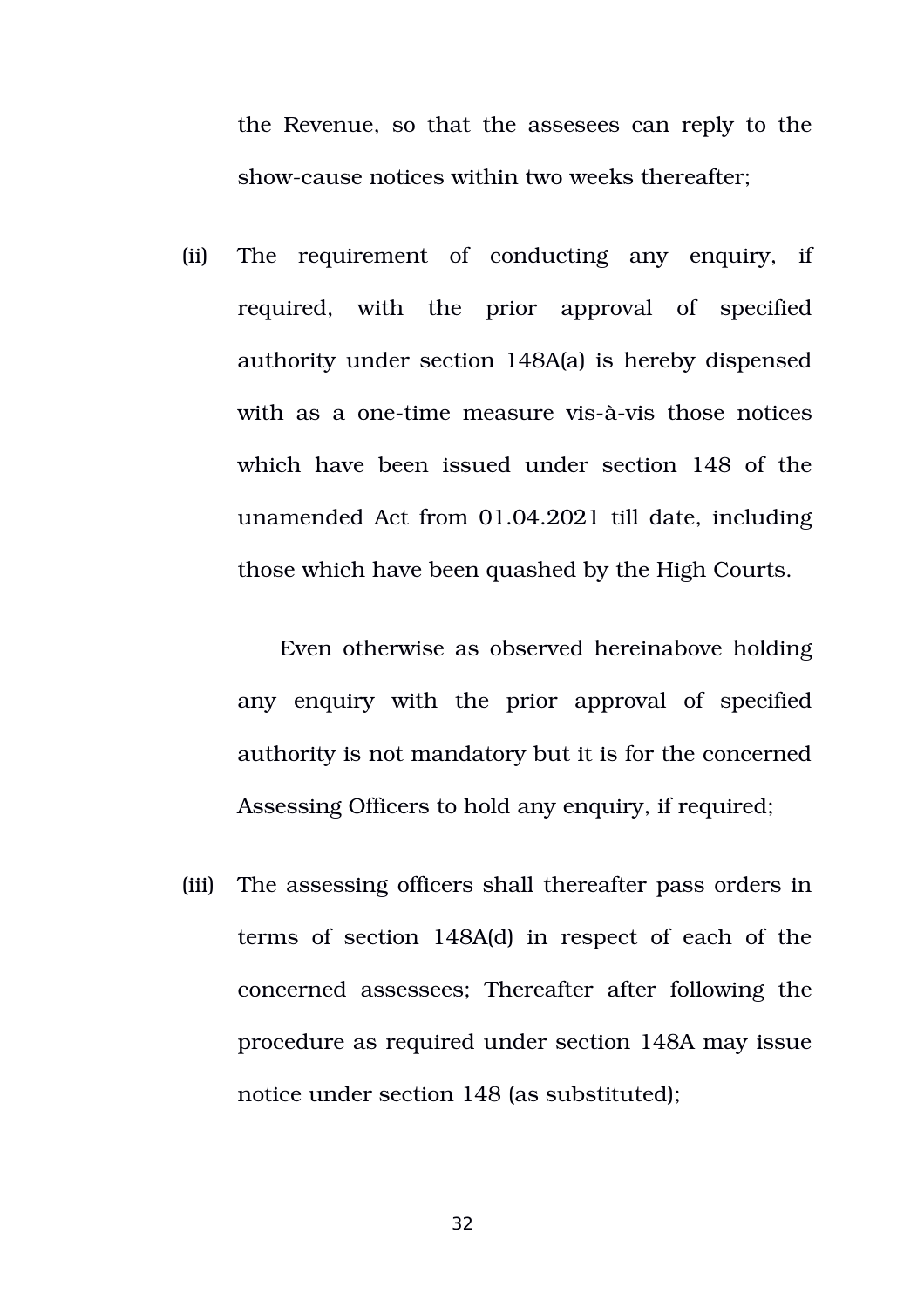the Revenue, so that the assesees can reply to the show-cause notices within two weeks thereafter;

(ii) The requirement of conducting any enquiry, if required, with the prior approval of specified authority under section 148A(a) is hereby dispensed with as a one-time measure vis-à-vis those notices which have been issued under section 148 of the unamended Act from 01.04.2021 till date, including those which have been quashed by the High Courts.

Even otherwise as observed hereinabove holding any enquiry with the prior approval of specified authority is not mandatory but it is for the concerned Assessing Officers to hold any enquiry, if required;

(iii) The assessing officers shall thereafter pass orders in terms of section 148A(d) in respect of each of the concerned assessees; Thereafter after following the procedure as required under section 148A may issue notice under section 148 (as substituted);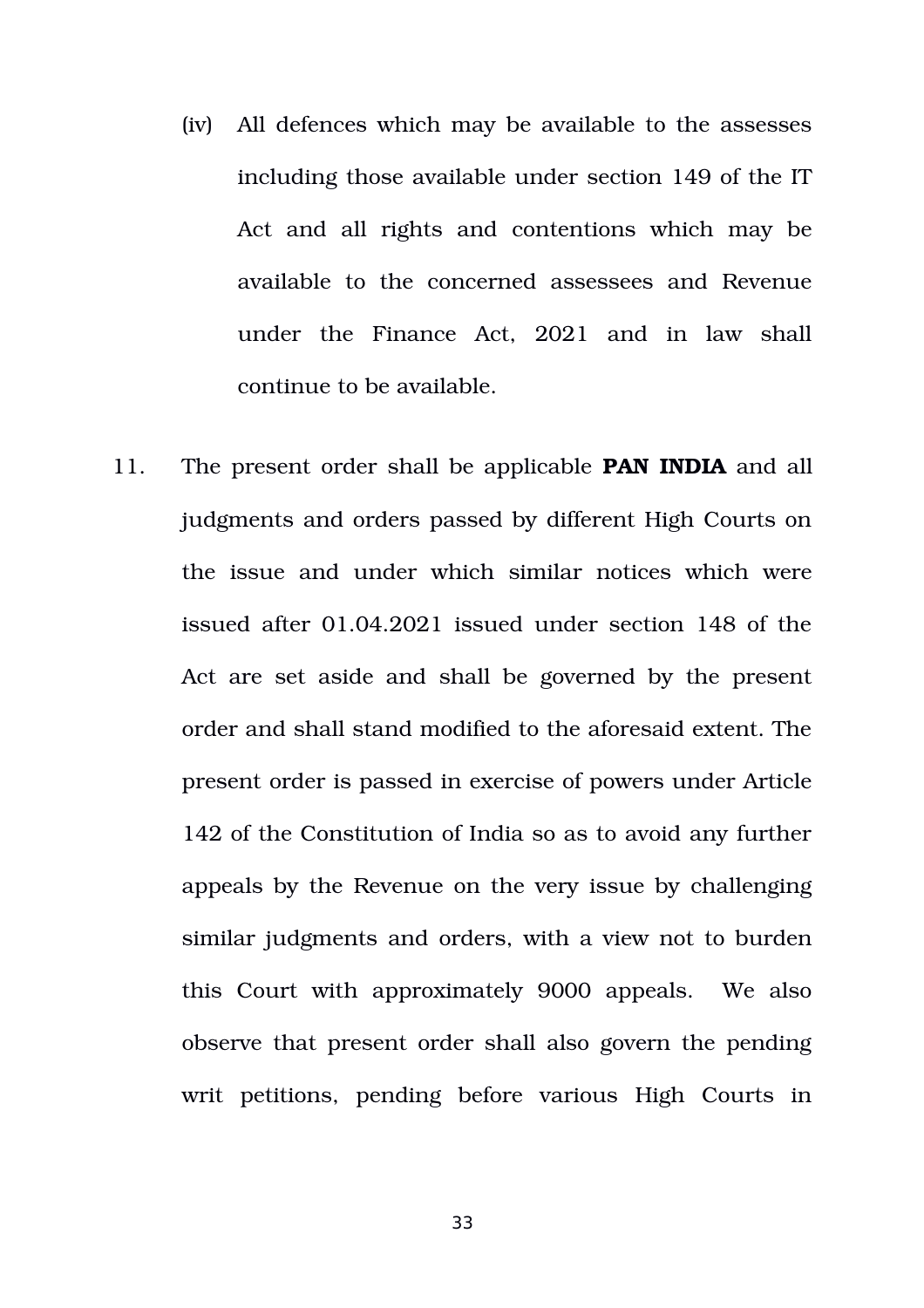(iv) All defences which may be available to the assesses including those available under section 149 of the IT Act and all rights and contentions which may be available to the concerned assessees and Revenue under the Finance Act, 2021 and in law shall continue to be available.

11. The present order shall be applicable **PAN INDIA** and all judgments and orders passed by different High Courts on the issue and under which similar notices which were issued after 01.04.2021 issued under section 148 of the Act are set aside and shall be governed by the present order and shall stand modified to the aforesaid extent. The present order is passed in exercise of powers under Article 142 of the Constitution of India so as to avoid any further appeals by the Revenue on the very issue by challenging similar judgments and orders, with a view not to burden this Court with approximately 9000 appeals. We also observe that present order shall also govern the pending writ petitions, pending before various High Courts in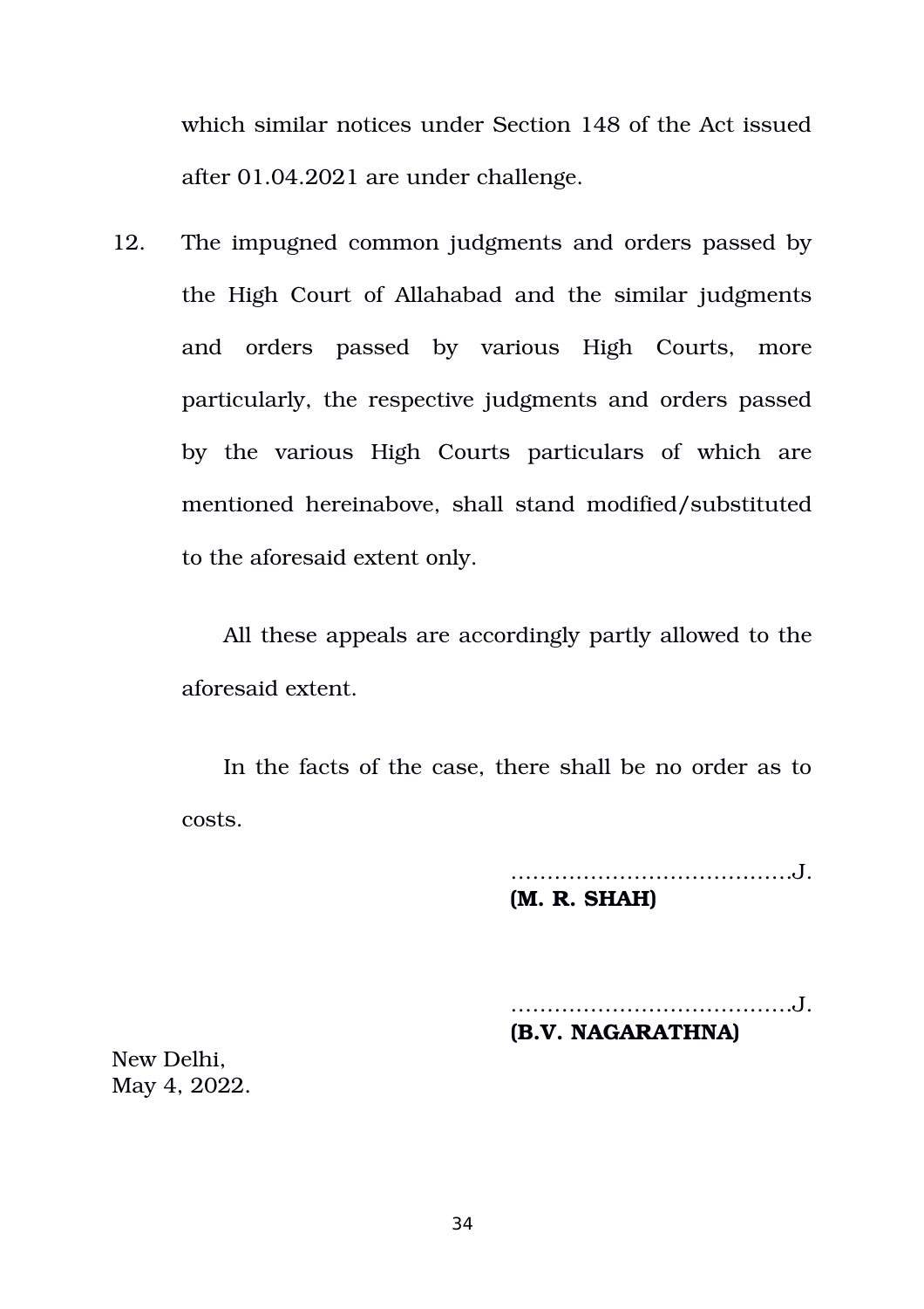which similar notices under Section 148 of the Act issued after 01.04.2021 are under challenge.

12. The impugned common judgments and orders passed by the High Court of Allahabad and the similar judgments and orders passed by various High Courts, more particularly, the respective judgments and orders passed by the various High Courts particulars of which are mentioned hereinabove, shall stand modified/substituted to the aforesaid extent only.

All these appeals are accordingly partly allowed to the aforesaid extent.

In the facts of the case, there shall be no order as to costs.

………………………………….J.
**(M. R. SHAH)**

………………………………….J.
**(B.V. NAGARATHNA)**

New Delhi,
May 4, 2022.